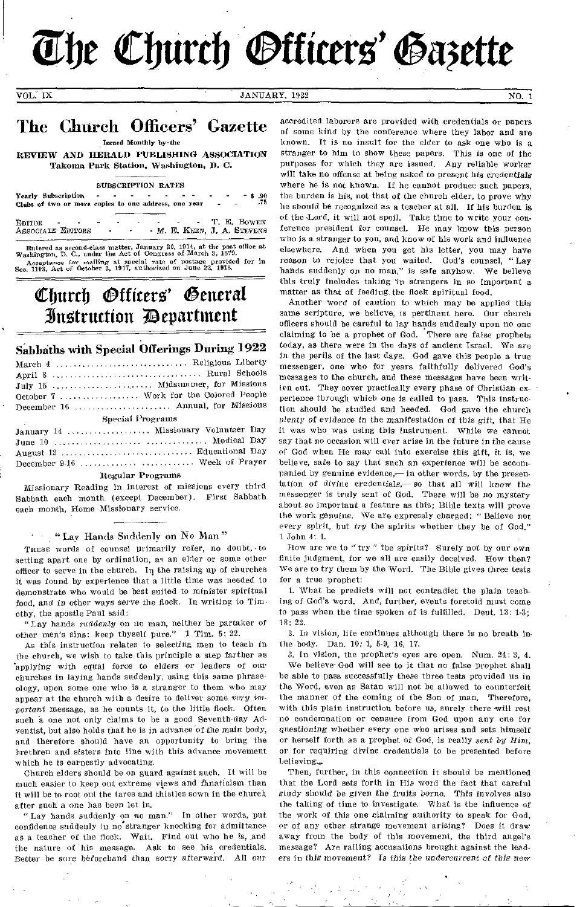# The Church Officers' Gazette

VOL. IX — JANUARY, 1922 — NO. 1

## The Church Officers' Gazette

Issued Monthly by the

**REVIEW AND HERALD PUBLISHING ASSOCIATION**
**Takoma Park Station, Washington, D. C.**

SUBSCRIPTION RATES

| | |
|---|---|
| Yearly Subscription | $ .90 |
| Clubs of two or more copies to one address, one year | .75 |

EDITOR — T. E. BOWEN
ASSOCIATE EDITORS — M. E. KERN, J. A. STEVENS

Entered as second-class matter, January 20, 1914, at the post office at Washington, D. C., under the Act of Congress of March 3, 1879.
Acceptance for mailing at special rate of postage provided for in Sec. 1103, Act of October 3, 1917, authorized on June 22, 1918.

# Church Officers' General Instruction Department

## Sabbaths with Special Offerings During 1922

| | |
|---|---|
| March 4 | Religious Liberty |
| April 8 | Rural Schools |
| July 15 | Midsummer, for Missions |
| October 7 | Work for the Colored People |
| December 16 | Annual, for Missions |

**Special Programs**

| | |
|---|---|
| January 14 | Missionary Volunteer Day |
| June 10 | Medical Day |
| August 12 | Educational Day |
| December 9-16 | Week of Prayer |

**Regular Programs**

Missionary Reading in interest of missions every third Sabbath each month (except December). First Sabbath each month, Home Missionary service.

## "Lay Hands Suddenly on No Man"

THESE words of counsel primarily refer, no doubt, to setting apart one by ordination, as an elder or some other officer to serve in the church. In the raising up of churches it was found by experience that a little time was needed to demonstrate who would be best suited to minister spiritual food, and in other ways serve the flock. In writing to Timothy, the apostle Paul said:

"Lay hands *suddenly* on no man, neither be partaker of other men's sins: keep thyself pure." 1 Tim. 5: 22.

As this instruction relates to selecting men to teach in the church, we wish to take this principle a step farther as applying with equal force to elders or leaders of our churches in laying hands suddenly, using this same phraseology, upon some one who is a stranger to them who may appear at the church with a desire to deliver some *very important* message, as he counts it, to the little flock. Often such a one not only claims to be a good Seventh-day Adventist, but also holds that he is in advance of the main body, and therefore should have an opportunity to bring the brethren and sisters into line with this advance movement which he is earnestly advocating.

Church elders should be on guard against such. It will be much easier to keep out extreme views and fanaticism than it will be to root out the tares and thistles sown in the church after such a one has been let in.

"Lay hands suddenly on *no* man." In other words, put confidence suddenly in no stranger knocking for admittance as a teacher of the flock. Wait. Find out who he is, and the nature of his message. Ask to see his credentials. Better be sure beforehand than sorry afterward. All our accredited laborers are provided with credentials or papers of some kind by the conference where they labor and are known. It is no insult for the elder to ask one who is a stranger to him to show these papers. This is one of the purposes for which they are issued. Any reliable worker will take no offense at being asked to present his credentials where he is not known. If he cannot produce such papers, the burden is his, not that of the church elder, to prove why he should be recognized as a teacher at all. If his burden is of the Lord, it will not spoil. Take time to write your conference president for counsel. He may know this person who is a stranger to you, and know of his work and influence elsewhere. And when you get his letter, you may have reason to rejoice that you waited. God's counsel, "Lay hands suddenly on no man," is safe anyhow. We believe this truly includes taking in strangers in so important a matter as that of feeding the flock spiritual food.

Another word of caution to which may be applied this same scripture, we believe, is pertinent here. Our church officers should be careful to lay hands suddenly upon no one claiming to be a prophet of God. There are false prophets today, as there were in the days of ancient Israel. We are in the perils of the last days. God gave this people a true messenger, one who for years faithfully delivered God's messages to the church, and these messages have been written out. They cover practically every phase of Christian experience through which one is called to pass. This instruction should be studied and heeded. God gave the church *plenty of evidence in the manifestation* of this gift, that He it was who was using this instrument. While we cannot say that no occasion will ever arise in the future in the cause of God when He may call into exercise this gift, it is, we believe, safe to say that such an experience will be accompanied by genuine evidence,— in other words, by the presentation of *divine credentials*,— so that all will *know* the messenger is truly sent of God. There will be no mystery about so important a feature as this; Bible texts will prove the work genuine. We are expressly charged: "Believe not every spirit, but *try* the spirits whether they be of God." 1 John 4: 1.

How are we to "try" the spirits? Surely not by our own finite judgment, for we all are easily deceived. How then? We are to try them by the Word. The Bible gives three tests for a true prophet:

1. What he predicts will not contradict the plain teaching of God's word. And, further, events foretold must come to pass when the time spoken of is fulfilled. Deut. 13: 1-3; 18: 22.

2. In vision, life continues although there is no breath in the body. Dan. 10: 1, 5-9, 16, 17.

3. In vision, the prophet's eyes are open. Num. 24: 3, 4.

We believe God will see to it that no false prophet shall be able to pass successfully these three tests provided us in the Word, even as Satan will not be allowed to counterfeit the manner of the coming of the Son of man. Therefore, with this plain instruction before us, surely there will rest no condemnation or censure from God upon any one for *questioning* whether every one who arises and sets himself or herself forth as a prophet of God, is really *sent by Him*, or for requiring divine credentials to be presented before believing.

Then, further, in this connection it should be mentioned that the Lord sets forth in His word the fact that careful study should be given the *fruits borne*. This involves also the taking of time to investigate. What is the influence of the work of this one claiming authority to speak for God, or of any other strange movement arising? Does it draw away from the body of this movement, the third angel's message? Are railing accusations brought against the leaders in this movement? *Is this the undercurrent of this new*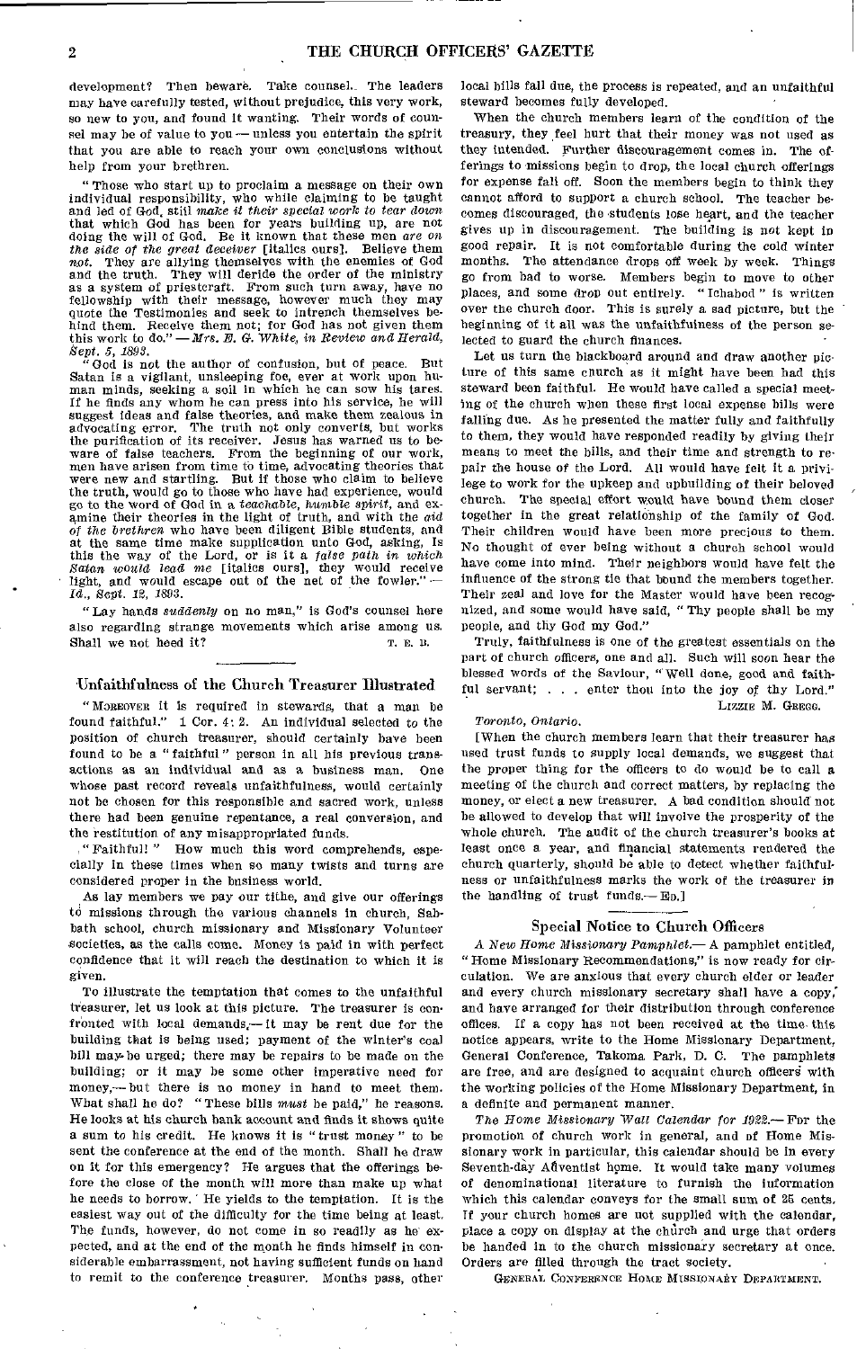development? Then beware. Take counsel. The leaders may have carefully tested, without prejudice, this very work, so new to you, and found it wanting. Their words of counsel may be of value to you — unless you entertain the spirit that you are able to reach your own conclusions without help from your brethren.

"Those who start up to proclaim a message on their own individual responsibility, who while claiming to be taught and led of God, still *make it their special work to tear down* that which God has been for years building up, are not doing the will of God. Be it known that these men *are on the side of the great deceiver* [italics ours]. Believe them *not*. They are allying themselves with the enemies of God and the truth. They will deride the order of the ministry as a system of priestcraft. From such turn away, have no fellowship with their message, however much they may quote the Testimonies and seek to intrench themselves behind them. Receive them not; for God has not given them this work to do." — *Mrs. E. G. White, in Review and Herald, Sept. 5, 1893.*

"God is not the author of confusion, but of peace. But Satan is a vigilant, unsleeping foe, ever at work upon human minds, seeking a soil in which he can sow his tares. If he finds any whom he can press into his service, he will suggest ideas and false theories, and make them zealous in advocating error. The truth not only converts, but works the purification of its receiver. Jesus has warned us to beware of false teachers. From the beginning of our work, men have arisen from time to time, advocating theories that were new and startling. But if those who claim to believe the truth, would go to those who have had experience, would go to the word of God in a *teachable, humble spirit*, and examine their theories in the light of truth, and with the *aid of the brethren* who have been diligent Bible students, and at the same time make supplication unto God, asking, Is this the way of the Lord, or is it a *false path in which Satan would lead me* [italics ours], they would receive light, and would escape out of the net of the fowler." — *Id., Sept. 12, 1893.*

"Lay hands *suddenly* on no man," is God's counsel here also regarding strange movements which arise among us. Shall we not heed it?

T. E. B.

## Unfaithfulness of the Church Treasurer Illustrated

"Moreover it is required in stewards, that a man be found faithful." 1 Cor. 4: 2. An individual selected to the position of church treasurer, should certainly have been found to be a "faithful" person in all his previous transactions as an individual and as a business man. One whose past record reveals unfaithfulness, would certainly not be chosen for this responsible and sacred work, unless there had been genuine repentance, a real conversion, and the restitution of any misappropriated funds.

"Faithful!" How much this word comprehends, especially in these times when so many twists and turns are considered proper in the business world.

As lay members we pay our tithe, and give our offerings to missions through the various channels in church, Sabbath school, church missionary and Missionary Volunteer societies, as the calls come. Money is paid in with perfect confidence that it will reach the destination to which it is given.

To illustrate the temptation that comes to the unfaithful treasurer, let us look at this picture. The treasurer is confronted with local demands,— it may be rent due for the building that is being used; payment of the winter's coal bill may be urged; there may be repairs to be made on the building; or it may be some other imperative need for money,— but there is no money in hand to meet them. What shall he do? "These bills *must* be paid," he reasons. He looks at his church bank account and finds it shows quite a sum to his credit. He knows it is "trust money" to be sent the conference at the end of the month. Shall he draw on it for this emergency? He argues that the offerings before the close of the month will more than make up what he needs to borrow. He yields to the temptation. It is the easiest way out of the difficulty for the time being at least. The funds, however, do not come in so readily as he expected, and at the end of the month he finds himself in considerable embarrassment, not having sufficient funds on hand to remit to the conference treasurer. Months pass, other local bills fall due, the process is repeated, and an unfaithful steward becomes fully developed.

When the church members learn of the condition of the treasury, they feel hurt that their money was not used as they intended. Further discouragement comes in. The offerings to missions begin to drop, the local church offerings for expense fall off. Soon the members begin to think they cannot afford to support a church school. The teacher becomes discouraged, the students lose heart, and the teacher gives up in discouragement. The building is not kept in good repair. It is not comfortable during the cold winter months. The attendance drops off week by week. Things go from bad to worse. Members begin to move to other places, and some drop out entirely. "Ichabod" is written over the church door. This is surely a sad picture, but the beginning of it all was the unfaithfulness of the person selected to guard the church finances.

Let us turn the blackboard around and draw another picture of this same church as it might have been had this steward been faithful. He would have called a special meeting of the church when these first local expense bills were falling due. As he presented the matter fully and faithfully to them, they would have responded readily by giving their means to meet the bills, and their time and strength to repair the house of the Lord. All would have felt it a privilege to work for the upkeep and upbuilding of their beloved church. The special effort would have bound them closer together in the great relationship of the family of God. Their children would have been more precious to them. No thought of ever being without a church school would have come into mind. Their neighbors would have felt the influence of the strong tie that bound the members together. Their zeal and love for the Master would have been recognized, and some would have said, "Thy people shall be my people, and thy God my God."

Truly, faithfulness is one of the greatest essentials on the part of church officers, one and all. Such will soon hear the blessed words of the Saviour, "Well done, good and faithful servant; . . . enter thou into the joy of thy Lord."

Lizzie M. Gregg.

*Toronto, Ontario.*

[When the church members learn that their treasurer has used trust funds to supply local demands, we suggest that the proper thing for the officers to do would be to call a meeting of the church and correct matters, by replacing the money, or elect a new treasurer. A bad condition should not be allowed to develop that will involve the prosperity of the whole church. The audit of the church treasurer's books at least once a year, and financial statements rendered the church quarterly, should be able to detect whether faithfulness or unfaithfulness marks the work of the treasurer in the handling of trust funds.— Ed.]

## Special Notice to Church Officers

*A New Home Missionary Pamphlet.*— A pamphlet entitled, "Home Missionary Recommendations," is now ready for circulation. We are anxious that every church elder or leader and every church missionary secretary shall have a copy, and have arranged for their distribution through conference offices. If a copy has not been received at the time this notice appears, write to the Home Missionary Department, General Conference, Takoma Park, D. C. The pamphlets are free, and are designed to acquaint church officers with the working policies of the Home Missionary Department, in a definite and permanent manner.

*The Home Missionary Wall Calendar for 1922.*— For the promotion of church work in general, and of Home Missionary work in particular, this calendar should be in every Seventh-day Adventist home. It would take many volumes of denominational literature to furnish the information which this calendar conveys for the small sum of 25 cents. If your church homes are not supplied with the calendar, place a copy on display at the church and urge that orders be handed in to the church missionary secretary at once. Orders are filled through the tract society.

General Conference Home Missionary Department.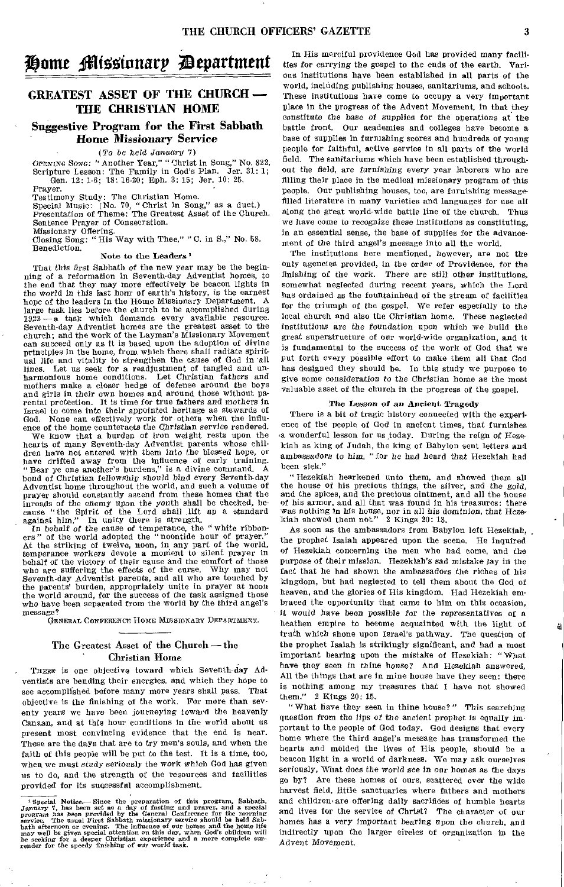# Home Missionary Department

## GREATEST ASSET OF THE CHURCH — THE CHRISTIAN HOME

### Suggestive Program for the First Sabbath Home Missionary Service

*(To be held January 7)*

OPENING SONG: "Another Year," "Christ in Song," No. 822.
Scripture Lesson: The Family in God's Plan. Jer. 31: 1; Gen. 12: 1-6; 18: 16-20; Eph. 3: 15; Jer. 10: 25.
Prayer.
Testimony Study: The Christian Home.
Special Music: (No. 70, "Christ in Song," as a duet.)
Presentation of Theme: The Greatest Asset of the Church.
Sentence Prayer of Consecration.
Missionary Offering.
Closing Song: "His Way with Thee," "C. in S.," No. 58.
Benediction.

#### Note to the Leaders[1]

That this first Sabbath of the new year may be the beginning of a reformation in Seventh-day Adventist homes, to the end that they may more effectively be beacon lights in the world in this last hour of earth's history, is the earnest hope of the leaders in the Home Missionary Department. A large task lies before the church to be accomplished during 1923 — a task which demands every available resource. Seventh-day Adventist homes are the greatest asset to the church; and the work of the Layman's Missionary Movement can succeed only as it is based upon the adoption of divine principles in the home, from which there shall radiate spiritual life and vitality to strengthen the cause of God in all lines. Let us seek for a readjustment of tangled and unharmonious home conditions. Let Christian fathers and mothers make a closer hedge of defense around the boys and girls in their own homes and around those without parental protection. It is time for true fathers and mothers in Israel to come into their appointed heritage as stewards of God. None can effectively work for others when the influence of the home counteracts the Christian service rendered.

We know that a burden of iron weight rests upon the hearts of many Seventh-day Adventist parents whose children have not entered with them into the blessed hope, or have drifted away from the influence of early training. "Bear ye one another's burdens," is a divine command. A bond of Christian fellowship should bind every Seventh-day Adventist home throughout the world, and such a volume of prayer should constantly ascend from these homes that the inroads of the enemy upon the youth shall be checked, because "the Spirit of the Lord shall lift up a standard against him." In unity there is strength.

In behalf of the cause of temperance, the "white ribboners" of the world adopted the "noontide hour of prayer." At the striking of twelve, noon, in any part of the world, temperance workers devote a moment to silent prayer in behalf of the victory of their cause and the comfort of those who are suffering the effects of the curse. Why may not Seventh-day Adventist parents, and all who are touched by the parents' burden, appropriately unite in prayer at noon the world around, for the success of the task assigned those who have been separated from the world by the third angel's message?

GENERAL CONFERENCE HOME MISSIONARY DEPARTMENT.

### The Greatest Asset of the Church — the Christian Home

THERE is one objective toward which Seventh-day Adventists are bending their energies, and which they hope to see accomplished before many more years shall pass. That objective is the finishing of the work. For more than seventy years we have been journeying toward the heavenly Canaan, and at this hour conditions in the world about us present most convincing evidence that the end is near. These are the days that are to try men's souls, and when the faith of this people will be put to the test. It is a time, too, when we must study seriously the work which God has given us to do, and the strength of the resources and facilities provided for its successful accomplishment.

In His merciful providence God has provided many facilities for carrying the gospel to the ends of the earth. Various institutions have been established in all parts of the world, including publishing houses, sanitariums, and schools. These institutions have come to occupy a very important place in the progress of the Advent Movement, in that they constitute the base of supplies for the operations at the battle front. Our academies and colleges have become a base of supplies in furnishing scores and hundreds of young people for faithful, active service in all parts of the world field. The sanitariums which have been established throughout the field, are furnishing every year laborers who are filling their place in the medical missionary program of this people. Our publishing houses, too, are furnishing message-filled literature in many varieties and languages for use all along the great world-wide battle line of the church. Thus we have come to recognize these institutions as constituting, in an essential sense, the base of supplies for the advancement of the third angel's message into all the world.

The institutions here mentioned, however, are not the only agencies provided, in the order of Providence, for the finishing of the work. There are still other institutions, somewhat neglected during recent years, which the Lord has ordained as the fountainhead of the stream of facilities for the triumph of the gospel. We refer especially to the local church and also the Christian home. These neglected institutions are the foundation upon which we build the great superstructure of our world-wide organization, and it is fundamental to the success of the work of God that we put forth every possible effort to make them all that God has designed they should be. In this study we purpose to give some consideration to the Christian home as the most valuable asset of the church in the progress of the gospel.

#### *The Lesson of an Ancient Tragedy*

There is a bit of tragic history connected with the experience of the people of God in ancient times, that furnishes a wonderful lesson for us today. During the reign of Hezekiah as king of Judah, the king of Babylon sent letters and ambassadors to him, "for he had heard that Hezekiah had been sick."

"Hezekiah hearkened unto them, and showed them all the house of his precious things, the silver, and the gold, and the spices, and the precious ointment, and all the house of his armor, and all that was found in his treasures: there was nothing in his house, nor in all his dominion, that Hezekiah showed them not." 2 Kings 20: 13.

As soon as the ambassadors from Babylon left Hezekiah, the prophet Isaiah appeared upon the scene. He inquired of Hezekiah concerning the men who had come, and the purpose of their mission. Hezekiah's sad mistake lay in the fact that he had shown the ambassadors the riches of his kingdom, but had neglected to tell them about the God of heaven, and the glories of His kingdom. Had Hezekiah embraced the opportunity that came to him on this occasion, it would have been possible for the representatives of a heathen empire to become acquainted with the light of truth which shone upon Israel's pathway. The question of the prophet Isaiah is strikingly significant, and had a most important bearing upon the mistake of Hezekiah: "What have they seen in thine house? And Hezekiah answered, All the things that are in mine house have they seen: there is nothing among my treasures that I have not showed them." 2 Kings 20: 15.

"What have they seen in thine house?" This searching question from the lips of the ancient prophet is equally important to the people of God today. God designs that every home where the third angel's message has transformed the hearts and molded the lives of His people, should be a beacon light in a world of darkness. We may ask ourselves seriously, What does the world see in our homes as the days go by? Are these homes of ours, scattered over the wide harvest field, little sanctuaries where fathers and mothers and children are offering daily sacrifices of humble hearts and lives for the service of Christ? The character of our homes has a very important bearing upon the church, and indirectly upon the larger circles of organization in the Advent Movement.

---

[1] Special Notice.— Since the preparation of this program, Sabbath, January 7, has been set as a day of fasting and prayer, and a special program has been provided by the General Conference for the morning service. The usual First Sabbath missionary service should be held Sabbath afternoon or evening. The influence of our homes and the home life may well be given special attention on this day, when God's children will be seeking for a deeper Christian experience and a more complete surrender for the speedy finishing of our world task.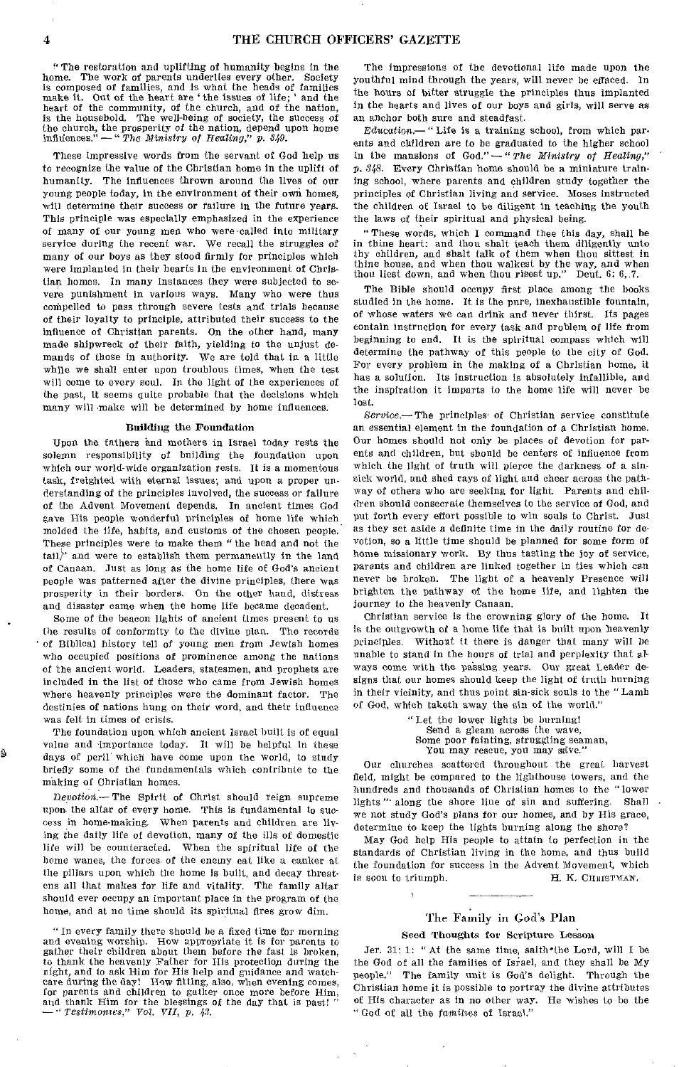"The restoration and uplifting of humanity begins in the home. The work of parents underlies every other. Society is composed of families, and is what the heads of families make it. Out of the heart are 'the issues of life;' and the heart of the community, of the church, and of the nation, is the household. The well-being of society, the success of the church, the prosperity of the nation, depend upon home influences." — "*The Ministry of Healing*," p. 349.

These impressive words from the servant of God help us to recognize the value of the Christian home in the uplift of humanity. The influences thrown around the lives of our young people today, in the environment of their own homes, will determine their success or failure in the future years. This principle was especially emphasized in the experience of many of our young men who were called into military service during the recent war. We recall the struggles of many of our boys as they stood firmly for principles which were implanted in their hearts in the environment of Christian homes. In many instances they were subjected to severe punishment in various ways. Many who were thus compelled to pass through severe tests and trials because of their loyalty to principle, attributed their success to the influence of Christian parents. On the other hand, many made shipwreck of their faith, yielding to the unjust demands of those in authority. We are told that in a little while we shall enter upon troublous times, when the test will come to every soul. In the light of the experiences of the past, it seems quite probable that the decisions which many will make will be determined by home influences.

### Building the Foundation

Upon the fathers and mothers in Israel today rests the solemn responsibility of building the foundation upon which our world-wide organization rests. It is a momentous task, freighted with eternal issues; and upon a proper understanding of the principles involved, the success or failure of the Advent Movement depends. In ancient times God gave His people wonderful principles of home life which molded the life, habits, and customs of the chosen people. These principles were to make them "the head and not the tail," and were to establish them permanently in the land of Canaan. Just as long as the home life of God's ancient people was patterned after the divine principles, there was prosperity in their borders. On the other hand, distress and disaster came when the home life became decadent.

Some of the beacon lights of ancient times present to us the results of conformity to the divine plan. The records of Biblical history tell of young men from Jewish homes who occupied positions of prominence among the nations of the ancient world. Leaders, statesmen, and prophets are included in the list of those who came from Jewish homes where heavenly principles were the dominant factor. The destinies of nations hung on their word, and their influence was felt in times of crisis.

The foundation upon which ancient Israel built is of equal value and importance today. It will be helpful in these days of peril which have come upon the world, to study briefly some of the fundamentals which contribute to the making of Christian homes.

*Devotion.*— The Spirit of Christ should reign supreme upon the altar of every home. This is fundamental to success in home-making. When parents and children are living the daily life of devotion, many of the ills of domestic life will be counteracted. When the spiritual life of the home wanes, the forces of the enemy eat like a canker at the pillars upon which the home is built, and decay threatens all that makes for life and vitality. The family altar should ever occupy an important place in the program of the home, and at no time should its spiritual fires grow dim.

"In every family there should be a fixed time for morning and evening worship. How appropriate it is for parents to gather their children about them before the fast is broken, to thank the heavenly Father for His protection during the night, and to ask Him for His help and guidance and watchcare during the day! How fitting, also, when evening comes, for parents and children to gather once more before Him, and thank Him for the blessings of the day that is past!" — "*Testimonies*," Vol. VII, p. 43.

The impressions of the devotional life made upon the youthful mind through the years, will never be effaced. In the hours of bitter struggle the principles thus implanted in the hearts and lives of our boys and girls, will serve as an anchor both sure and steadfast.

*Education.*— "Life is a training school, from which parents and children are to be graduated to the higher school in the mansions of God." — "*The Ministry of Healing*," p. 348. Every Christian home should be a miniature training school, where parents and children study together the principles of Christian living and service. Moses instructed the children of Israel to be diligent in teaching the youth the laws of their spiritual and physical being.

"These words, which I command thee this day, shall be in thine heart: and thou shalt teach them diligently unto thy children, and shalt talk of them when thou sittest in thine house, and when thou walkest by the way, and when thou liest down, and when thou risest up." Deut. 6: 6, 7.

The Bible should occupy first place among the books studied in the home. It is the pure, inexhaustible fountain, of whose waters we can drink and never thirst. Its pages contain instruction for every task and problem of life from beginning to end. It is the spiritual compass which will determine the pathway of this people to the city of God. For every problem in the making of a Christian home, it has a solution. Its instruction is absolutely infallible, and the inspiration it imparts to the home life will never be lost.

*Service.*— The principles of Christian service constitute an essential element in the foundation of a Christian home. Our homes should not only be places of devotion for parents and children, but should be centers of influence from which the light of truth will pierce the darkness of a sin-sick world, and shed rays of light and cheer across the pathway of others who are seeking for light. Parents and children should consecrate themselves to the service of God, and put forth every effort possible to win souls to Christ. Just as they set aside a definite time in the daily routine for devotion, so a little time should be planned for some form of home missionary work. By thus tasting the joy of service, parents and children are linked together in ties which can never be broken. The light of a heavenly Presence will brighten the pathway of the home life, and lighten the journey to the heavenly Canaan.

Christian service is the crowning glory of the home. It is the outgrowth of a home life that is built upon heavenly principles. Without it there is danger that many will be unable to stand in the hours of trial and perplexity that always come with the passing years. Our great Leader designs that our homes should keep the light of truth burning in their vicinity, and thus point sin-sick souls to the "Lamb of God, which taketh away the sin of the world."

> "Let the lower lights be burning!
> Send a gleam across the wave,
> Some poor fainting, struggling seaman,
> You may rescue, you may save."

Our churches scattered throughout the great harvest field, might be compared to the lighthouse towers, and the hundreds and thousands of Christian homes to the "lower lights" along the shore line of sin and suffering. Shall we not study God's plans for our homes, and by His grace, determine to keep the lights burning along the shore?

May God help His people to attain to perfection in the standards of Christian living in the home, and thus build the foundation for success in the Advent Movement, which is soon to triumph.

H. K. CHRISTMAN.

---

## The Family in God's Plan

### Seed Thoughts for Scripture Lesson

Jer. 31: 1: "At the same time, saith the Lord, will I be the God of all the families of Israel, and they shall be My people." The family unit is God's delight. Through the Christian home it is possible to portray the divine attributes of His character as in no other way. He wishes to be the "God of all the *families* of Israel."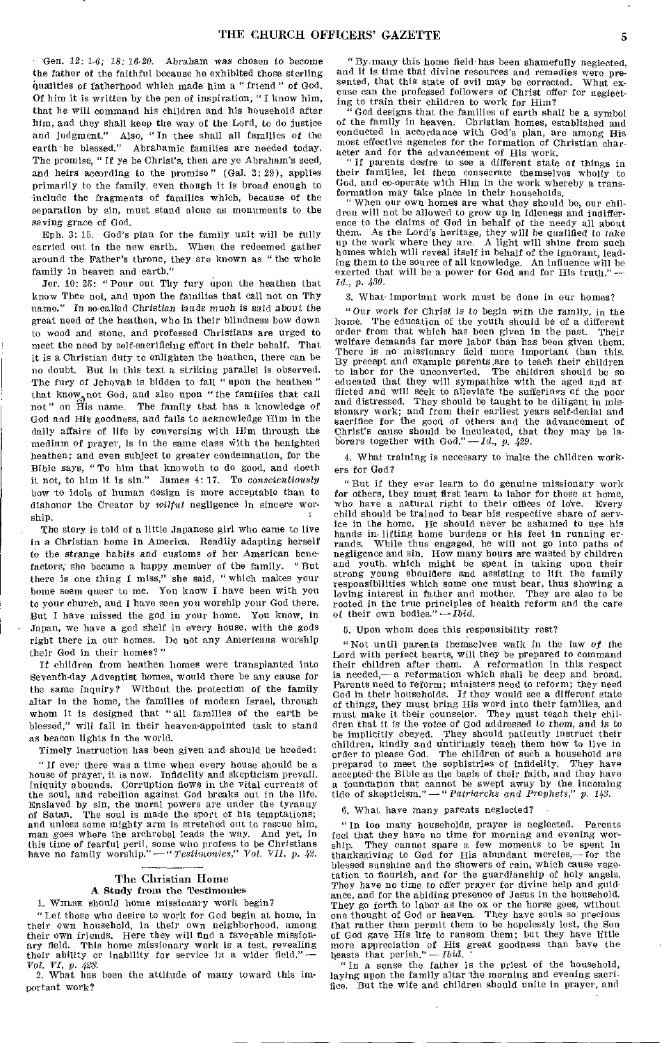Gen. 12: 1-6; 18: 16-20. Abraham was chosen to become the father of the faithful because he exhibited those sterling qualities of fatherhood which made him a "friend" of God. Of him it is written by the pen of inspiration, "I know him, that he will command his children and his household after him, and they shall keep the way of the Lord, to do justice and judgment." Also, "In thee shall all families of the earth be blessed." Abrahamic families are needed today. The promise, "If ye be Christ's, then are ye Abraham's seed, and heirs according to the promise" (Gal. 3: 29), applies primarily to the family, even though it is broad enough to include the fragments of families which, because of the separation by sin, must stand alone as monuments to the saving grace of God.

Eph. 3: 15. God's plan for the family unit will be fully carried out in the new earth. When the redeemed gather around the Father's throne, they are known as "the whole family in heaven and earth."

Jer. 10: 25: "Pour out Thy fury upon the heathen that know Thee not, and upon the families that call not on Thy name." In so-called Christian lands much is said about the great need of the heathen, who in their blindness bow down to wood and stone, and professed Christians are urged to meet the need by self-sacrificing effort in their behalf. That it is a Christian duty to enlighten the heathen, there can be no doubt. But in this text a striking parallel is observed. The fury of Jehovah is bidden to fall "upon the heathen" that know not God, and also upon "the families that call not" on His name. The family that has a knowledge of God and His goodness, and fails to acknowledge Him in the daily affairs of life by conversing with Him through the medium of prayer, is in the same class with the benighted heathen; and even subject to greater condemnation, for the Bible says, "To him that knoweth to do good, and doeth it not, to him it is sin." James 4: 17. To *conscientiously* bow to idols of human design is more acceptable than to dishonor the Creator by *wilful* negligence in sincere worship.

The story is told of a little Japanese girl who came to live in a Christian home in America. Readily adapting herself to the strange habits and customs of her American benefactors, she became a happy member of the family. "But there is one thing I miss," she said, "which makes your home seem queer to me. You know I have been with you to your church, and I have seen you worship your God there. But I have missed the god in your home. You know, in Japan, we have a god shelf in every house, with the gods right there in our homes. Do not any Americans worship their God in their homes?"

If children from heathen homes were transplanted into Seventh-day Adventist homes, would there be any cause for the same inquiry? Without the protection of the family altar in the home, the families of modern Israel, through whom it is designed that "all families of the earth be blessed," will fail in their heaven-appointed task to stand as beacon lights in the world.

Timely instruction has been given and should be heeded:

"If ever there was a time when every house should be a house of prayer, it is now. Infidelity and skepticism prevail. Iniquity abounds. Corruption flows in the vital currents of the soul, and rebellion against God breaks out in the life. Enslaved by sin, the moral powers are under the tyranny of Satan. The soul is made the sport of his temptations; and unless some mighty arm is stretched out to rescue him, man goes where the archrebel leads the way. And yet, in this time of fearful peril, some who profess to be Christians have no family worship." — "*Testimonies," Vol. VII, p. 42.*

## The Christian Home

### A Study from the Testimonies

1. WHERE should home missionary work begin?

"Let those who desire to work for God begin at home, in their own household, in their own neighborhood, among their own friends. Here they will find a favorable missionary field. This home missionary work is a test, revealing their ability or inability for service in a wider field." — *Vol. VI, p. 428.*

2. What has been the attitude of many toward this important work?

"By many this home field has been shamefully neglected, and it is time that divine resources and remedies were presented, that this state of evil may be corrected. What excuse can the professed followers of Christ offer for neglecting to train their children to work for Him?

"God designs that the families of earth shall be a symbol of the family in heaven. Christian homes, established and conducted in accordance with God's plan, are among His most effective agencies for the formation of Christian character and for the advancement of His work.

"If parents desire to see a different state of things in their families, let them consecrate themselves wholly to God, and co-operate with Him in the work whereby a transformation may take place in their households.

"When our own homes are what they should be, our children will not be allowed to grow up in idleness and indifference to the claims of God in behalf of the needy all about them. As the Lord's heritage, they will be qualified to take up the work where they are. A light will shine from such homes which will reveal itself in behalf of the ignorant, leading them to the source of all knowledge. An influence will be exerted that will be a power for God and for His truth." — *Id., p. 430.*

3. What important work must be done in our homes?

"Our work for Christ is to begin with the family, in the home. The education of the youth should be of a different order from that which has been given in the past. Their welfare demands far more labor than has been given them. There is no missionary field more important than this. By precept and example parents are to teach their children to labor for the unconverted. The children should be so educated that they will sympathize with the aged and afflicted and will seek to alleviate the sufferings of the poor and distressed. They should be taught to be diligent in missionary work; and from their earliest years self-denial and sacrifice for the good of others and the advancement of Christ's cause should be inculcated, that they may be laborers together with God." — *Id., p. 429.*

4. What training is necessary to make the children workers for God?

"But if they ever learn to do genuine missionary work for others, they must first learn to labor for those at home, who have a natural right to their offices of love. Every child should be trained to bear his respective share of service in the home. He should never be ashamed to use his hands in lifting home burdens or his feet in running errands. While thus engaged, he will not go into paths of negligence and sin. How many hours are wasted by children and youth which might be spent in taking upon their strong young shoulders and assisting to lift the family responsibilities which some one must bear, thus showing a loving interest in father and mother. They are also to be rooted in the true principles of health reform and the care of their own bodies." — *Ibid.*

5. Upon whom does this responsibility rest?

"Not until parents themselves walk in the law of the Lord with perfect hearts, will they be prepared to command their children after them. A reformation in this respect is needed,— a reformation which shall be deep and broad. Parents need to reform; ministers need to reform; they need God in their households. If they would see a different state of things, they must bring His word into their families, and must make it their counselor. They must teach their children that it is the voice of God addressed to them, and is to be implicitly obeyed. They should patiently instruct their children, kindly and untiringly teach them how to live in order to please God. The children of such a household are prepared to meet the sophistries of infidelity. They have accepted the Bible as the basis of their faith, and they have a foundation that cannot be swept away by the incoming tide of skepticism." — "*Patriarchs and Prophets," p. 143.*

6. What have many parents neglected?

"In too many households, prayer is neglected. Parents feel that they have no time for morning and evening worship. They cannot spare a few moments to be spent in thanksgiving to God for His abundant mercies,— for the blessed sunshine and the showers of rain, which cause vegetation to flourish, and for the guardianship of holy angels. They have no time to offer prayer for divine help and guidance, and for the abiding presence of Jesus in the household. They go forth to labor as the ox or the horse goes, without one thought of God or heaven. They have souls so precious that rather than permit them to be hopelessly lost, the Son of God gave His life to ransom them; but they have little more appreciation of His great goodness than have the beasts that perish." — *Ibid.*

"In a sense the father is the priest of the household, laying upon the family altar the morning and evening sacrifice. But the wife and children should unite in prayer, and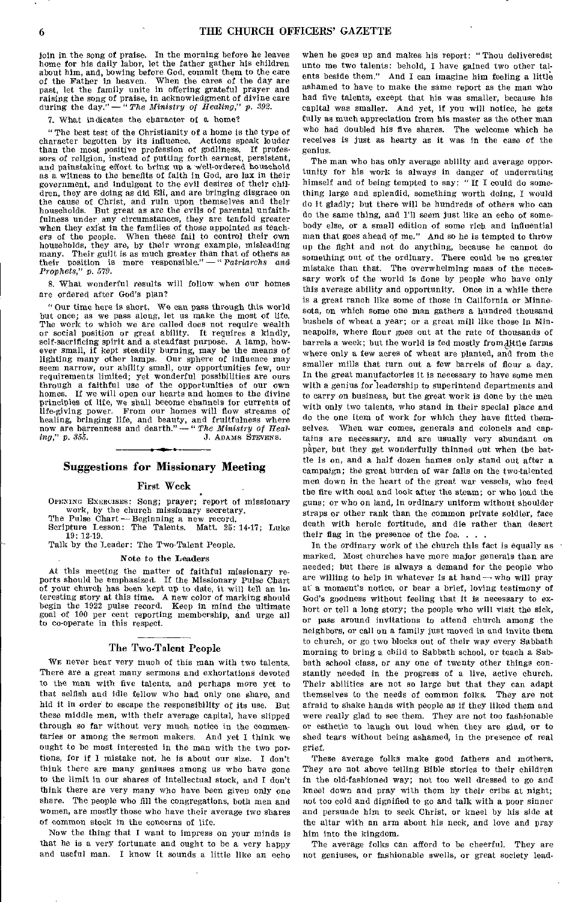join in the song of praise. In the morning before he leaves home for his daily labor, let the father gather his children about him, and, bowing before God, commit them to the care of the Father in heaven. When the cares of the day are past, let the family unite in offering grateful prayer and raising the song of praise, in acknowledgment of divine care during the day." — "*The Ministry of Healing*," *p. 392.*

7. What indicates the character of a home?

"The best test of the Christianity of a home is the type of character begotten by its influence. Actions speak louder than the most positive profession of godliness. If professors of religion, instead of putting forth earnest, persistent, and painstaking effort to bring up a well-ordered household as a witness to the benefits of faith in God, are lax in their government, and indulgent to the evil desires of their children, they are doing as did Eli, and are bringing disgrace on the cause of Christ, and ruin upon themselves and their households. But great as are the evils of parental unfaithfulness under any circumstances, they are tenfold greater when they exist in the families of those appointed as teachers of the people. When these fail to control their own households, they are, by their wrong example, misleading many. Their guilt is as much greater than that of others as their position is more responsible." — "*Patriarchs and Prophets*," *p. 579.*

8. What wonderful results will follow when our homes are ordered after God's plan?

"Our time here is short. We can pass through this world but once; as we pass along, let us make the most of life. The work to which we are called does not require wealth or social position or great ability. It requires a kindly, self-sacrificing spirit and a steadfast purpose. A lamp, however small, if kept steadily burning, may be the means of lighting many other lamps. Our sphere of influence may seem narrow, our ability small, our opportunities few, our requirements limited; yet wonderful possibilities are ours through a faithful use of the opportunities of our own homes. If we will open our hearts and homes to the divine principles of life, we shall become channels for currents of life-giving power. From our homes will flow streams of healing, bringing life, and beauty, and fruitfulness where now are barrenness and dearth." — "*The Ministry of Healing*," *p. 355.*

J. Adams Stevens.

## Suggestions for Missionary Meeting

### First Week

Opening Exercises: Song; prayer; report of missionary work, by the church missionary secretary.

The Pulse Chart — Beginning a new record.

Scripture Lesson: The Talents. Matt. 25: 14-17; Luke 19: 12-19.

Talk by the Leader: The Two-Talent People.

#### Note to the Leaders

At this meeting the matter of faithful missionary reports should be emphasized. If the Missionary Pulse Chart of your church has been kept up to date, it will tell an interesting story at this time. A new color of marking should begin the 1922 pulse record. Keep in mind the ultimate goal of 100 per cent reporting membership, and urge all to co-operate in this respect.

### The Two-Talent People

We never hear very much of this man with two talents. There are a great many sermons and exhortations devoted to the man with five talents, and perhaps more yet to that selfish and idle fellow who had only one share, and hid it in order to escape the responsibility of its use. But these middle men, with their average capital, have slipped through so far without very much notice in the commentaries or among the sermon makers. And yet I think we ought to be most interested in the man with the two portions, for if I mistake not, he is about our size. I don't think there are many geniuses among us who have gone to the limit in our shares of intellectual stock, and I don't think there are very many who have been given only one share. The people who fill the congregations, both men and women, are mostly those who have their average two shares of common stock in the concerns of life.

Now the thing that I want to impress on your minds is that he is a very fortunate and ought to be a very happy and useful man. I know it sounds a little like an echo when he goes up and makes his report: "Thou deliveredst unto me two talents: behold, I have gained two other talents beside them." And I can imagine him feeling a little ashamed to have to make the same report as the man who had five talents, except that his was smaller, because his capital was smaller. And yet, if you will notice, he gets fully as much appreciation from his master as the other man who had doubled his five shares. The welcome which he receives is just as hearty as it was in the case of the genius.

The man who has only average ability and average opportunity for his work is always in danger of underrating himself and of being tempted to say: "If I could do something large and splendid, something worth doing, I would do it gladly; but there will be hundreds of others who can do the same thing, and I'll seem just like an echo of somebody else, or a small edition of some rich and influential man that goes ahead of me." And so he is tempted to throw up the fight and not do anything, because he cannot do something out of the ordinary. There could be no greater mistake than that. The overwhelming mass of the necessary work of the world is done by people who have only this average ability and opportunity. Once in a while there is a great ranch like some of those in California or Minnesota, on which some one man gathers a hundred thousand bushels of wheat a year; or a great mill like those in Minneapolis, where flour goes out at the rate of thousands of barrels a week; but the world is fed mostly from little farms where only a few acres of wheat are planted, and from the smaller mills that turn out a few barrels of flour a day. In the great manufactories it is necessary to have some men with a genius for leadership to superintend departments and to carry on business, but the great work is done by the men with only two talents, who stand in their special place and do the one item of work for which they have fitted themselves. When war comes, generals and colonels and captains are necessary, and are usually very abundant on paper, but they get wonderfully thinned out when the battle is on, and a half dozen names only stand out after a campaign; the great burden of war falls on the two-talented men down in the heart of the great war vessels, who feed the fire with coal and look after the steam; or who load the guns; or who on land, in ordinary uniform without shoulder straps or other rank than the common private soldier, face death with heroic fortitude, and die rather than desert their flag in the presence of the foe. . . .

In the ordinary work of the church this fact is equally as marked. Most churches have more major generals than are needed; but there is always a demand for the people who are willing to help in whatever is at hand — who will pray at a moment's notice, or bear a brief, loving testimony of God's goodness without feeling that it is necessary to exhort or tell a long story; the people who will visit the sick, or pass around invitations to attend church among the neighbors, or call on a family just moved in and invite them to church, or go two blocks out of their way every Sabbath morning to bring a child to Sabbath school, or teach a Sabbath school class, or any one of twenty other things constantly needed in the progress of a live, active church. Their abilities are not so large but that they can adapt themselves to the needs of common folks. They are not afraid to shake hands with people as if they liked them and were really glad to see them. They are not too fashionable or esthetic to laugh out loud when they are glad, or to shed tears without being ashamed, in the presence of real grief.

These average folks make good fathers and mothers. They are not above telling Bible stories to their children in the old-fashioned way; not too well dressed to go and kneel down and pray with them by their cribs at night; not too cold and dignified to go and talk with a poor sinner and persuade him to seek Christ, or kneel by his side at the altar with an arm about his neck, and love and pray him into the kingdom.

The average folks can afford to be cheerful. They are not geniuses, or fashionable swells, or great society lead-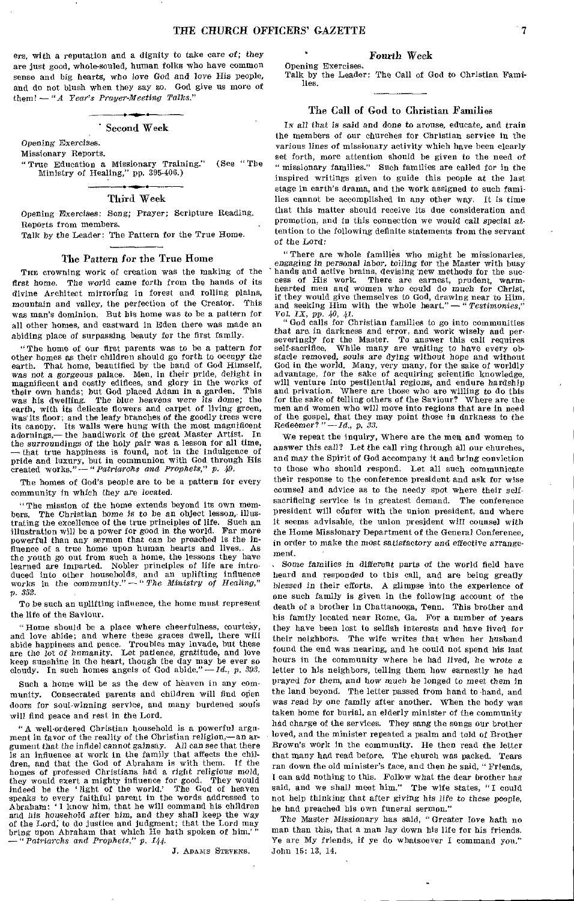ers, with a reputation and a dignity to take care of; they are just good, whole-souled, human folks who have common sense and big hearts, who love God and love His people, and do not blush when they say so. God give us more of them! — *"A Year's Prayer-Meeting Talks."*

### Second Week

Opening Exercises.
Missionary Reports.
"True Education a Missionary Training." (See "The Ministry of Healing," pp. 395-406.)

### Third Week

Opening Exercises: Song; Prayer; Scripture Reading.
Reports from members.
Talk by the Leader: The Pattern for the True Home.

## The Pattern for the True Home

The crowning work of creation was the making of the first home. The world came forth from the hands of its divine Architect mirroring in forest and rolling plains, mountain and valley, the perfection of the Creator. This was man's dominion. But his home was to be a pattern for all other homes, and eastward in Eden there was made an abiding place of surpassing beauty for the first family.

"The home of our first parents was to be a pattern for other homes as their children should go forth to occupy the earth. That home, beautified by the hand of God Himself, was not a gorgeous palace. Men, in their pride, delight in magnificent and costly edifices, and glory in the works of their own hands; but God placed Adam in a garden. This was his dwelling. The blue heavens were its dome; the earth, with its delicate flowers and carpet of living green, was its floor; and the leafy branches of the goodly trees were its canopy. Its walls were hung with the most magnificent adornings,— the handiwork of the great Master Artist. In the surroundings of the holy pair was a lesson for all time, — that true happiness is found, not in the indulgence of pride and luxury, but in communion with God through His created works." — *"Patriarchs and Prophets," p. 49.*

The homes of God's people are to be a pattern for every community in which they are located.

"The mission of the home extends beyond its own members. The Christian home is to be an object lesson, illustrating the excellence of the true principles of life. Such an illustration will be a power for good in the world. Far more powerful than any sermon that can be preached is the influence of a true home upon human hearts and lives. As the youth go out from such a home, the lessons they have learned are imparted. Nobler principles of life are introduced into other households, and an uplifting influence works in the community." — *"The Ministry of Healing," p. 352.*

To be such an uplifting influence, the home must represent the life of the Saviour.

"Home should be a place where cheerfulness, courtesy, and love abide; and where these graces dwell, there will abide happiness and peace. Troubles may invade, but these are the lot of humanity. Let patience, gratitude, and love keep sunshine in the heart, though the day may be ever so cloudy. In such homes angels of God abide." — *Id., p. 393.*

Such a home will be as the dew of heaven in any community. Consecrated parents and children will find open doors for soul-winning service, and many burdened souls will find peace and rest in the Lord.

"A well-ordered Christian household is a powerful argument in favor of the reality of the Christian religion,—an argument that the infidel cannot gainsay. All can see that there is an influence at work in the family that affects the children, and that the God of Abraham is with them. If the homes of professed Christians had a right religious mold, they would exert a mighty influence for good. They would indeed be the 'light of the world.' The God of heaven speaks to every faithful parent in the words addressed to Abraham: 'I know him, that he will command his children and his household after him, and they shall keep the way of the Lord, to do justice and judgment; that the Lord may bring upon Abraham that which He hath spoken of him.'" — *"Patriarchs and Prophets," p. 144.*

J. Adams Stevens.

### Fourth Week

Opening Exercises.
Talk by the Leader: The Call of God to Christian Families.

## The Call of God to Christian Families

In all that is said and done to arouse, educate, and train the members of our churches for Christian service in the various lines of missionary activity which have been clearly set forth, more attention should be given to the need of "missionary families." Such families are called for in the inspired writings given to guide this people at the last stage in earth's drama, and the work assigned to such families cannot be accomplished in any other way. It is time that this matter should receive its due consideration and promotion, and in this connection we would call special attention to the following definite statements from the servant of the Lord:

"There are whole families who might be missionaries, engaging in personal labor, toiling for the Master with busy hands and active brains, devising new methods for the success of His work. There are earnest, prudent, warm-hearted men and women who could do much for Christ, if they would give themselves to God, drawing near to Him, and seeking Him with the whole heart." — *"Testimonies," Vol. IX, pp. 40, 41.*

"God calls for Christian families to go into communities that are in darkness and error, and work wisely and perseveringly for the Master. To answer this call requires self-sacrifice. While many are waiting to have every obstacle removed, souls are dying without hope and without God in the world. Many, very many, for the sake of worldly advantage, for the sake of acquiring scientific knowledge, will venture into pestilential regions, and endure hardship and privation. Where are those who are willing to do this for the sake of telling others of the Saviour? Where are the men and women who will move into regions that are in need of the gospel, that they may point those in darkness to the Redeemer?" — *Id., p. 33.*

We repeat the inquiry, Where are the men and women to answer this call? Let the call ring through all our churches, and may the Spirit of God accompany it and bring conviction to those who should respond. Let all such communicate their response to the conference president and ask for wise counsel and advice as to the needy spot where their self-sacrificing service is in greatest demand. The conference president will confer with the union president, and where it seems advisable, the union president will counsel with the Home Missionary Department of the General Conference, in order to make the most satisfactory and effective arrangement.

Some families in different parts of the world field have heard and responded to this call, and are being greatly blessed in their efforts. A glimpse into the experience of one such family is given in the following account of the death of a brother in Chattanooga, Tenn. This brother and his family located near Rome, Ga. For a number of years they have been lost to selfish interests and have lived for their neighbors. The wife writes that when her husband found the end was nearing, and he could not spend his last hours in the community where he had lived, he wrote a letter to his neighbors, telling them how earnestly he had prayed for them, and how much he longed to meet them in the land beyond. The letter passed from hand to hand, and was read by one family after another. When the body was taken home for burial, an elderly minister of the community had charge of the services. They sang the songs our brother loved, and the minister repeated a psalm and told of Brother Brown's work in the community. He then read the letter that many had read before. The church was packed. Tears ran down the old minister's face, and then he said, "Friends, I can add nothing to this. Follow what the dear brother has said, and we shall meet him." The wife states, "I could not help thinking that after giving his life to these people, he had preached his own funeral sermon."

The Master Missionary has said, "Greater love hath no man than this, that a man lay down his life for his friends. Ye are My friends, if ye do whatsoever I command you." John 15: 13, 14.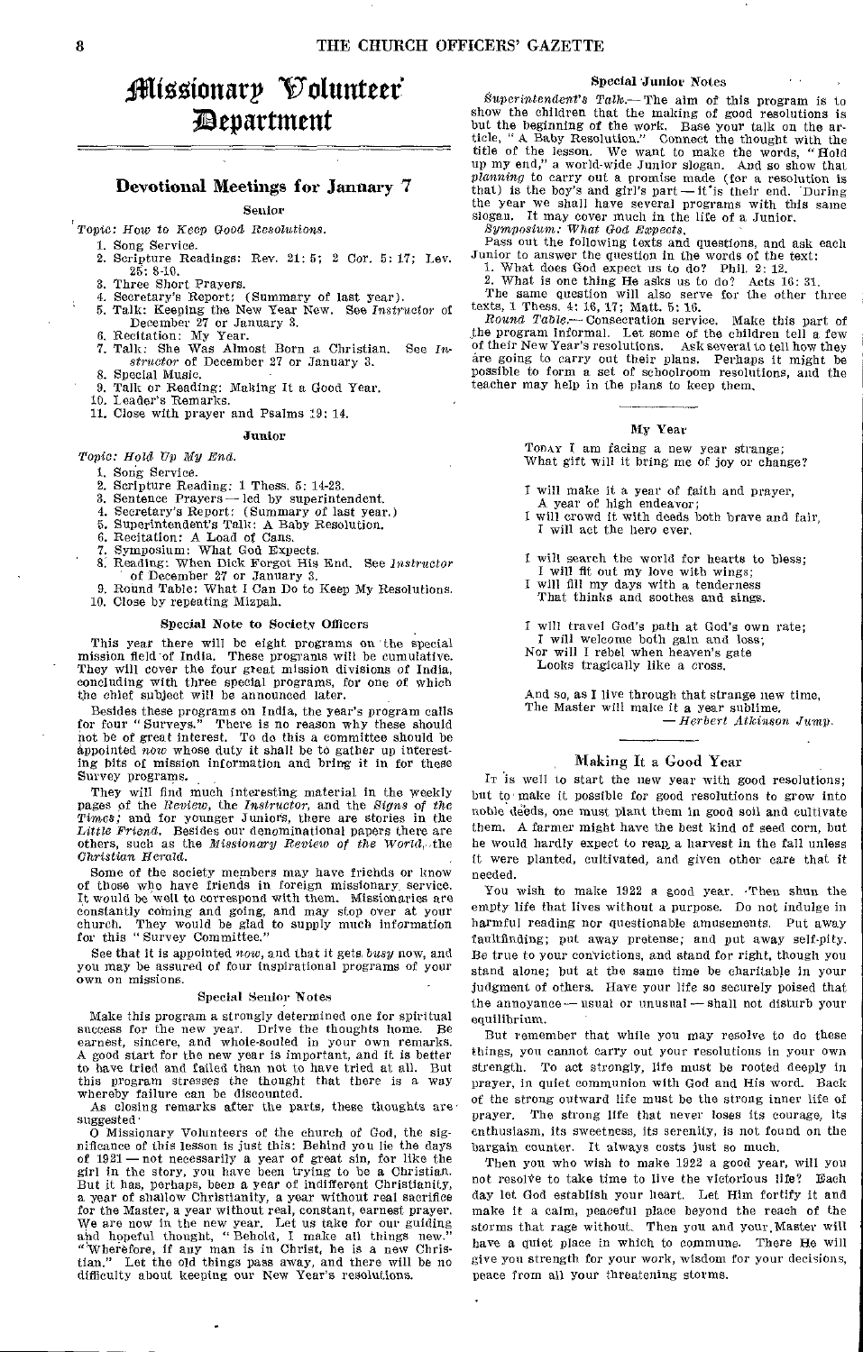# Missionary Volunteer Department

## Devotional Meetings for January 7

### Senior

*Topic: How to Keep Good Resolutions.*

1. Song Service.
2. Scripture Readings: Rev. 21: 5; 2 Cor. 5: 17; Lev. 25: 8-10.
3. Three Short Prayers.
4. Secretary's Report: (Summary of last year).
5. Talk: Keeping the New Year New. See *Instructor* of December 27 or January 3.
6. Recitation: My Year.
7. Talk: She Was Almost Born a Christian. See *Instructor* of December 27 or January 3.
8. Special Music.
9. Talk or Reading: Making It a Good Year.
10. Leader's Remarks.
11. Close with prayer and Psalms 19: 14.

### Junior

*Topic: Hold Up My End.*

1. Song Service.
2. Scripture Reading: 1 Thess. 5: 14-23.
3. Sentence Prayers — led by superintendent.
4. Secretary's Report: (Summary of last year.)
5. Superintendent's Talk: A Baby Resolution.
6. Recitation: A Load of Cans.
7. Symposium: What God Expects.
8. Reading: When Dick Forgot His End. See *Instructor* of December 27 or January 3.
9. Round Table: What I Can Do to Keep My Resolutions.
10. Close by repeating Mizpah.

### Special Note to Society Officers

This year there will be eight programs on the special mission field of India. These programs will be cumulative. They will cover the four great mission divisions of India, concluding with three special programs, for one of which the chief subject will be announced later.

Besides these programs on India, the year's program calls for four "Surveys." There is no reason why these should not be of great interest. To do this a committee should be appointed *now* whose duty it shall be to gather up interesting bits of mission information and bring it in for these Survey programs.

They will find much interesting material in the weekly pages of the *Review*, the *Instructor*, and the *Signs of the Times;* and for younger Juniors, there are stories in the *Little Friend*. Besides our denominational papers there are others, such as the *Missionary Review of the World*, the *Christian Herald*.

Some of the society members may have friends or know of those who have friends in foreign missionary service. It would be well to correspond with them. Missionaries are constantly coming and going, and may stop over at your church. They would be glad to supply much information for this "Survey Committee."

See that it is appointed *now*, and that it gets *busy* now, and you may be assured of four inspirational programs of your own on missions.

### Special Senior Notes

Make this program a strongly determined one for spiritual success for the new year. Drive the thoughts home. Be earnest, sincere, and whole-souled in your own remarks. A good start for the new year is important, and it is better to have tried and failed than not to have tried at all. But this program stresses the thought that there is a way whereby failure can be discounted.

As closing remarks after the parts, these thoughts are suggested:

O Missionary Volunteers of the church of God, the significance of this lesson is just this: Behind you lie the days of 1921 — not necessarily a year of great sin, for like the girl in the story, you have been trying to be a Christian. But it has, perhaps, been a year of indifferent Christianity, a year of shallow Christianity, a year without real sacrifice for the Master, a year without real, constant, earnest prayer. We are now in the new year. Let us take for our guiding and hopeful thought, "Behold, I make all things new." "Wherefore, if any man is in Christ, he is a new Christian." Let the old things pass away, and there will be no difficulty about keeping our New Year's resolutions.

### Special Junior Notes

*Superintendent's Talk.*— The aim of this program is to show the children that the making of good resolutions is but the beginning of the work. Base your talk on the article, "A Baby Resolution." Connect the thought with the title of the lesson. We want to make the words, "Hold up my end," a world-wide Junior slogan. And so show that *planning* to carry out a promise made (for a resolution is that) is the boy's and girl's part — it is their end. During the year we shall have several programs with this same slogan. It may cover much in the life of a Junior.

*Symposium: What God Expects.*

Pass out the following texts and questions, and ask each Junior to answer the question in the words of the text:

1. What does God expect us to do? Phil. 2: 12.
2. What is one thing He asks us to do? Acts 16: 31.

The same question will also serve for the other three texts, 1 Thess. 4: 16, 17; Matt. 5: 16.

*Round Table.*— Consecration service. Make this part of the program informal. Let some of the children tell a few of their New Year's resolutions. Ask several to tell how they are going to carry out their plans. Perhaps it might be possible to form a set of schoolroom resolutions, and the teacher may help in the plans to keep them.

### My Year

Today I am facing a new year strange;  
What gift will it bring me of joy or change?

I will make it a year of faith and prayer,  
A year of high endeavor;  
I will crowd it with deeds both brave and fair,  
I will act the hero ever.

I will search the world for hearts to bless;  
I will fit out my love with wings;  
I will fill my days with a tenderness  
That thinks and soothes and sings.

I will travel God's path at God's own rate;  
I will welcome both gain and loss;  
Nor will I rebel when heaven's gate  
Looks tragically like a cross.

And so, as I live through that strange new time,  
The Master will make it a year sublime.

— *Herbert Atkinson Jump.*

### Making It a Good Year

It is well to start the new year with good resolutions; but to make it possible for good resolutions to grow into noble deeds, one must plant them in good soil and cultivate them. A farmer might have the best kind of seed corn, but he would hardly expect to reap a harvest in the fall unless it were planted, cultivated, and given other care that it needed.

You wish to make 1922 a good year. Then shun the empty life that lives without a purpose. Do not indulge in harmful reading nor questionable amusements. Put away faultfinding; put away pretense; and put away self-pity. Be true to your convictions, and stand for right, though you stand alone; but at the same time be charitable in your judgment of others. Have your life so securely poised that the annoyance — usual or unusual — shall not disturb your equilibrium.

But remember that while you may resolve to do these things, you cannot carry out your resolutions in your own strength. To act strongly, life must be rooted deeply in prayer, in quiet communion with God and His word. Back of the strong outward life must be the strong inner life of prayer. The strong life that never loses its courage, its enthusiasm, its sweetness, its serenity, is not found on the bargain counter. It always costs just so much.

Then you who wish to make 1922 a good year, will you not resolve to take time to live the victorious life? Each day let God establish your heart. Let Him fortify it and make it a calm, peaceful place beyond the reach of the storms that rage without. Then you and your Master will have a quiet place in which to commune. There He will give you strength for your work, wisdom for your decisions, peace from all your threatening storms.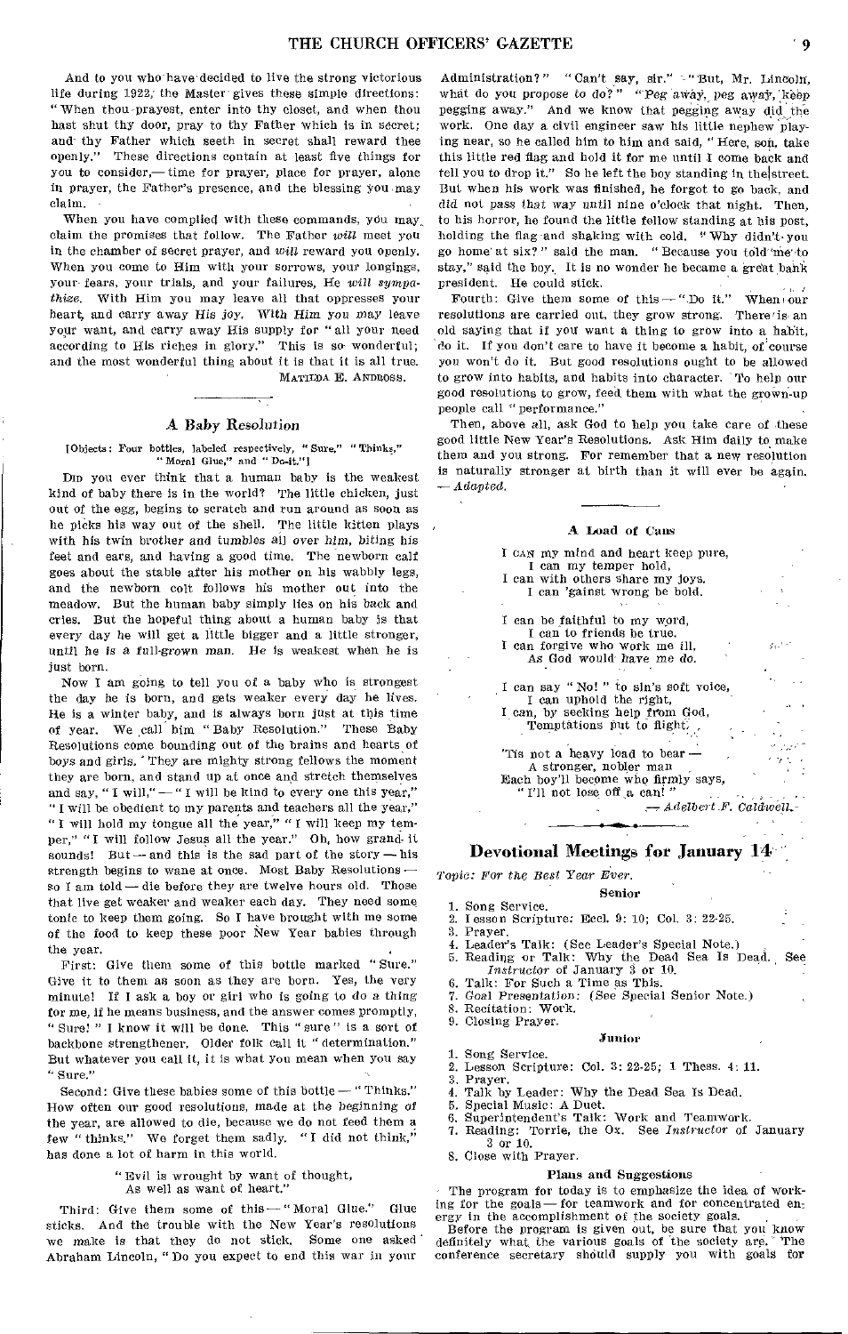And to you who have decided to live the strong victorious life during 1922, the Master gives these simple directions: "When thou prayest, enter into thy closet, and when thou hast shut thy door, pray to thy Father which is in secret; and thy Father which seeth in secret shall reward thee openly." These directions contain at least five things for you to consider,— time for prayer, place for prayer, alone in prayer, the Father's presence, and the blessing you may claim.

When you have complied with these commands, you may claim the promises that follow. The Father *will* meet you in the chamber of secret prayer, and *will* reward you openly. When you come to Him with your sorrows, your longings, your fears, your trials, and your failures, He *will sympathize.* With Him you may leave all that oppresses your heart, and carry away *His joy.* With *Him you may* leave your want, and carry away His supply for "all your need according to His riches in glory." This is so wonderful; and the most wonderful thing about it is that it is all true.

MATILDA E. ANDROSS.

### A Baby Resolution

[Objects: Four bottles, labeled respectively, "Sure," "Thinks," "Moral Glue," and "Do-it."]

DID you ever think that a human baby is the weakest kind of baby there is in the world? The little chicken, just out of the egg, begins to scratch and run around as soon as he picks his way out of the shell. The little kitten plays with his twin brother and tumbles all over him, biting his feet and ears, and having a good time. The newborn calf goes about the stable after his mother on his wabbly legs, and the newborn colt follows his mother out into the meadow. But the human baby simply lies on his back and cries. But the hopeful thing about a human baby is that every day he will get a little bigger and a little stronger, until *he is a full-grown man. He* is weakest when he is just born.

Now I am going to tell you of a baby who is strongest the day he is born, and gets weaker every day he lives. He is a winter baby, and is always born just at this time of year. We call him "Baby Resolution." These Baby Resolutions come bounding out of the brains and hearts of boys and girls. They are mighty strong fellows the moment they are born, and stand up at once and stretch themselves and say, "I will," — "I will be kind to every one this year," "I will be obedient to my parents and teachers all the year," "I will hold my tongue all the year," "I will keep my temper," "I will follow Jesus all the year." Oh, how grand it sounds! But — and this is the sad part of the story — his strength begins to wane at once. Most Baby Resolutions — so I am told — die before they are twelve hours old. Those that live get weaker and weaker each day. They need some tonic to keep them going. So I have brought with me some of the food to keep these poor New Year babies through the year.

First: Give them some of this bottle marked "Sure." Give it to them as soon as they are born. Yes, the very minute! If I ask a boy or girl who is going to do a thing for me, if he means business, and the answer comes promptly, "Sure!" I know it will be done. This "sure" is a sort of backbone strengthener. Older folk call it "determination." But whatever you call it, it is what you mean when you say "Sure."

Second: Give these babies some of this bottle — "Thinks." How often our good resolutions, made at the beginning of the year, are allowed to die, because we do not feed them a few "thinks." We forget them sadly. "I did not think," has done a lot of harm in this world.

> "Evil is wrought by want of thought,
> As well as want of heart."

Third: Give them some of this — "Moral Glue." Glue sticks. And the trouble with the New Year's resolutions we make is that they do not stick. Some one asked Abraham Lincoln, "Do you expect to end this war in your Administration?" "Can't say, sir." "But, Mr. Lincoln, what do you propose to do?" "Peg away, peg away, keep pegging away." And we know that pegging away did the work. One day a civil engineer saw his little nephew playing near, so he called him to him and said, "Here, son, take this little red flag and hold it for me until I come back and tell you to drop it." So he left the boy standing in the street. But when his work was finished, he forgot to go back, and did not pass that way until nine o'clock that night. Then, to his horror, he found the little fellow standing at his post, holding the flag and shaking with cold. "Why didn't you go home at six?" said the man. "Because you told me to stay," said the boy. It is no wonder he became a great bank president. He could stick.

Fourth: Give them some of this — "Do it." When our resolutions are carried out, they grow strong. There is an old saying that if you want a thing to grow into a habit, do it. If you don't care to have it become a habit, of course you won't do it. But good resolutions ought to be allowed to grow into habits, and habits into character. To help our good resolutions to grow, feed them with what the grown-up people call "performance."

Then, above all, ask God to help you take care of these good little New Year's Resolutions. Ask Him daily to make them and you strong. For remember that a new resolution is naturally stronger at birth than it will ever be again. — *Adapted.*

### A Load of Cans

> I CAN my mind and heart keep pure,
> I can my temper hold,
> I can with others share my joys,
> I can 'gainst wrong be bold.
>
> I can be faithful to my word,
> I can to friends be true.
> I can forgive who work me ill,
> As God would have me do.
>
> I can say "No!" to sin's soft voice,
> I can uphold the right,
> I can, by seeking help from God,
> Temptations put to flight.
>
> 'Tis not a heavy load to bear —
> A stronger, nobler man
> Each boy'll become who firmly says,
> "I'll not lose off a can!"
>
> — *Adelbert F. Caldwell.*

## Devotional Meetings for January 14

*Topic: For the Best Year Ever.*

#### Senior

1. Song Service.
2. Lesson Scripture: Eccl. 9: 10; Col. 3: 22-25.
3. Prayer.
4. Leader's Talk: (See Leader's Special Note.)
5. Reading or Talk: Why the Dead Sea Is Dead. See *Instructor* of January 3 or 10.
6. Talk: For Such a Time as This.
7. *Goal Presentation:* (See Special Senior Note.)
8. Recitation: Work.
9. Closing Prayer.

#### Junior

1. Song Service.
2. Lesson Scripture: Col. 3: 22-25; 1 Thess. 4: 11.
3. Prayer.
4. Talk by Leader: Why the Dead Sea Is Dead.
5. Special Music: A Duet.
6. Superintendent's Talk: Work and Teamwork.
7. Reading: Torrie, the Ox. See *Instructor* of January 3 or 10.
8. Close with Prayer.

#### Plans and Suggestions

The program for today is to emphasize the idea of working for the goals — for teamwork and for concentrated energy in the accomplishment of the society goals.

Before the program is given out, be sure that you know definitely what the various goals of the society are. The conference secretary should supply you with goals for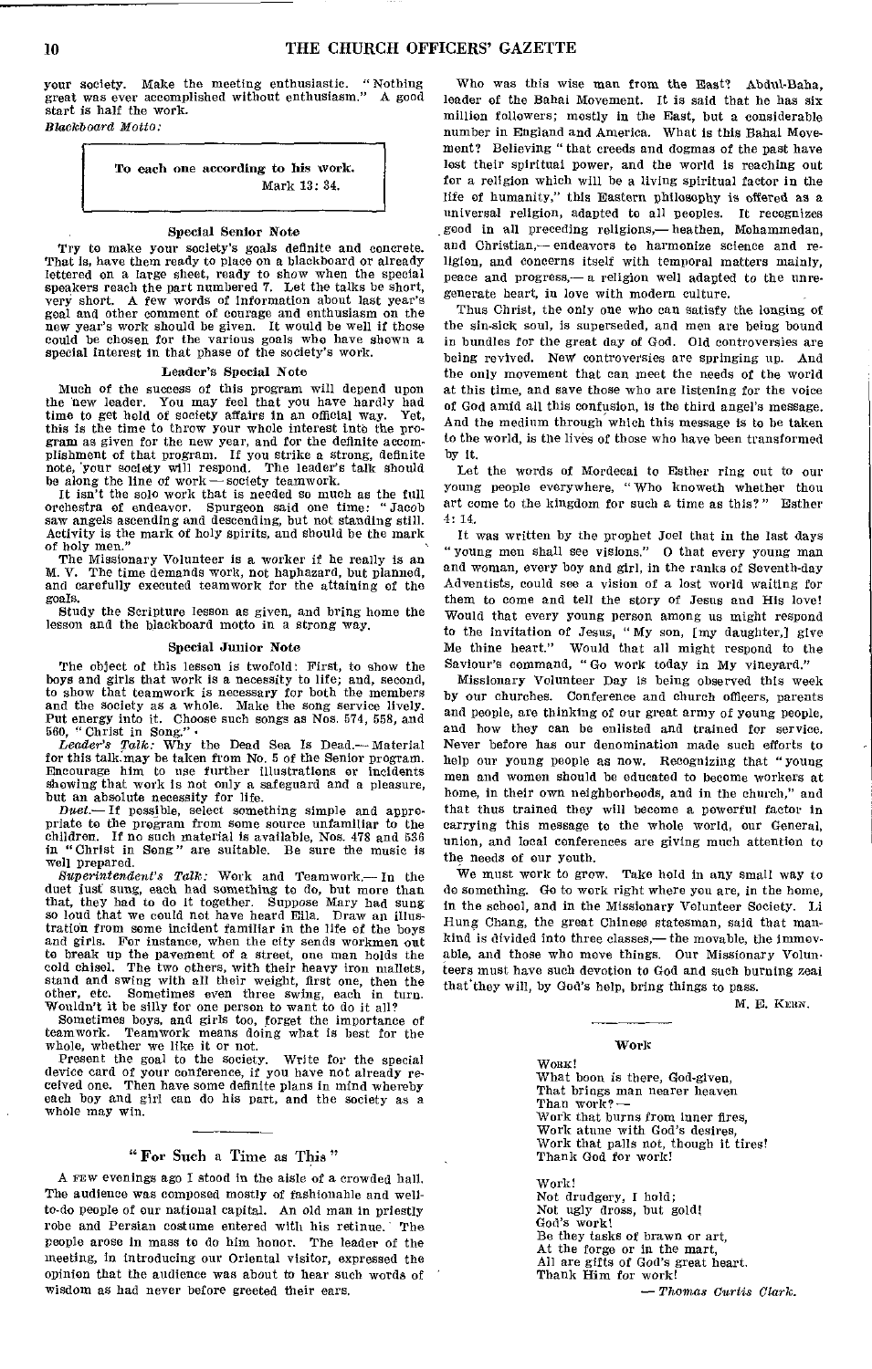your society. Make the meeting enthusiastic. "Nothing great was ever accomplished without enthusiasm." A good start is half the work.

*Blackboard Motto:*

> To each one according to his work.
> Mark 13: 34.

### Special Senior Note

Try to make your society's goals definite and concrete. That is, have them ready to place on a blackboard or already lettered on a large sheet, ready to show when the special speakers reach the part numbered 7. Let the talks be short, very short. A few words of information about last year's goal and other comment of courage and enthusiasm on the new year's work should be given. It would be well if those could be chosen for the various goals who have shown a special interest in that phase of the society's work.

### Leader's Special Note

Much of the success of this program will depend upon the new leader. You may feel that you have hardly had time to get hold of society affairs in an official way. Yet, this is the time to throw your whole interest into the program as given for the new year, and for the definite accomplishment of that program. If you strike a strong, definite note, your society will respond. The leader's talk should be along the line of work — society teamwork.

It isn't the solo work that is needed so much as the full orchestra of endeavor. Spurgeon said one time: "Jacob saw angels ascending and descending, but not standing still. Activity is the mark of holy spirits, and should be the mark of holy men."

The Missionary Volunteer is a worker if he really is an M. V. The time demands work, not haphazard, but planned, and carefully executed teamwork for the attaining of the goals.

Study the Scripture lesson as given, and bring home the lesson and the blackboard motto in a strong way.

### Special Junior Note

The object of this lesson is twofold: First, to show the boys and girls that work is a necessity to life; and, second, to show that teamwork is necessary for both the members and the society as a whole. Make the song service lively. Put energy into it. Choose such songs as Nos. 574, 558, and 560, "Christ in Song."

*Leader's Talk:* Why the Dead Sea Is Dead.— Material for this talk may be taken from No. 5 of the Senior program. Encourage him to use further illustrations or incidents showing that work is not only a safeguard and a pleasure, but an absolute necessity for life.

*Duet.*— If possible, select something simple and appropriate to the program from some source unfamiliar to the children. If no such material is available, Nos. 478 and 536 in "Christ in Song" are suitable. Be sure the music is well prepared.

*Superintendent's Talk:* Work and Teamwork.— In the duet just sung, each had something to do, but more than that, they had to do it together. Suppose Mary had sung so loud that we could not have heard Ella. Draw an illustration from some incident familiar in the life of the boys and girls. For instance, when the city sends workmen out to break up the pavement of a street, one man holds the cold chisel. The two others, with their heavy iron mallets, stand and swing with all their weight, first one, then the other, etc. Sometimes even three swing, each in turn. Wouldn't it be silly for one person to want to do it all?

Sometimes boys, and girls too, forget the importance of teamwork. Teamwork means doing what is best for the whole, whether we like it or not.

Present the goal to the society. Write for the special device card of your conference, if you have not already received one. Then have some definite plans in mind whereby each boy and girl can do his part, and the society as a whole may win.

---

## "For Such a Time as This"

A few evenings ago I stood in the aisle of a crowded hall. The audience was composed mostly of fashionable and well-to-do people of our national capital. An old man in priestly robe and Persian costume entered with his retinue. The people arose in mass to do him honor. The leader of the meeting, in introducing our Oriental visitor, expressed the opinion that the audience was about to hear such words of wisdom as had never before greeted their ears.

Who was this wise man from the East? Abdul-Baha, leader of the Bahai Movement. It is said that he has six million followers; mostly in the East, but a considerable number in England and America. What is this Bahai Movement? Believing "that creeds and dogmas of the past have lost their spiritual power, and the world is reaching out for a religion which will be a living spiritual factor in the life of humanity," this Eastern philosophy is offered as a universal religion, adapted to all peoples. It recognizes good in all preceding religions,— heathen, Mohammedan, and Christian,— endeavors to harmonize science and religion, and concerns itself with temporal matters mainly, peace and progress,— a religion well adapted to the unregenerate heart, in love with modern culture.

Thus Christ, the only one who can satisfy the longing of the sin-sick soul, is superseded, and men are being bound in bundles for the great day of God. Old controversies are being revived. New controversies are springing up. And the only movement that can meet the needs of the world at this time, and save those who are listening for the voice of God amid all this confusion, is the third angel's message. And the medium through which this message is to be taken to the world, is the lives of those who have been transformed by it.

Let the words of Mordecai to Esther ring out to our young people everywhere, "Who knoweth whether thou art come to the kingdom for such a time as this?" Esther 4: 14.

It was written by the prophet Joel that in the last days "young men shall see visions." O that every young man and woman, every boy and girl, in the ranks of Seventh-day Adventists, could see a vision of a lost world waiting for them to come and tell the story of Jesus and His love! Would that every young person among us might respond to the invitation of Jesus, "My son, [my daughter,] give Me thine heart." Would that all might respond to the Saviour's command, "Go work today in My vineyard."

Missionary Volunteer Day is being observed this week by our churches. Conference and church officers, parents and people, are thinking of our great army of young people, and how they can be enlisted and trained for service. Never before has our denomination made such efforts to help our young people as now. Recognizing that "young men and women should be educated to become workers at home, in their own neighborhoods, and in the church," and that thus trained they will become a powerful factor in carrying this message to the whole world, our General, union, and local conferences are giving much attention to the needs of our youth.

We must work to grow. Take hold in any small way to do something. Go to work right where you are, in the home, in the school, and in the Missionary Volunteer Society. Li Hung Chang, the great Chinese statesman, said that mankind is divided into three classes,— the movable, the immovable, and those who move things. Our Missionary Volunteers must have such devotion to God and such burning zeal that they will, by God's help, bring things to pass.

M. E. Kern.

---

### Work

Work!
What boon is there, God-given,
That brings man nearer heaven
Than work? —
Work that burns from inner fires,
Work atune with God's desires,
Work that palls not, though it tires!
Thank God for work!

Work!
Not drudgery, I hold;
Not ugly dross, but gold!
God's work!
Be they tasks of brawn or art,
At the forge or in the mart,
All are gifts of God's great heart.
Thank Him for work!

— *Thomas Curtis Clark.*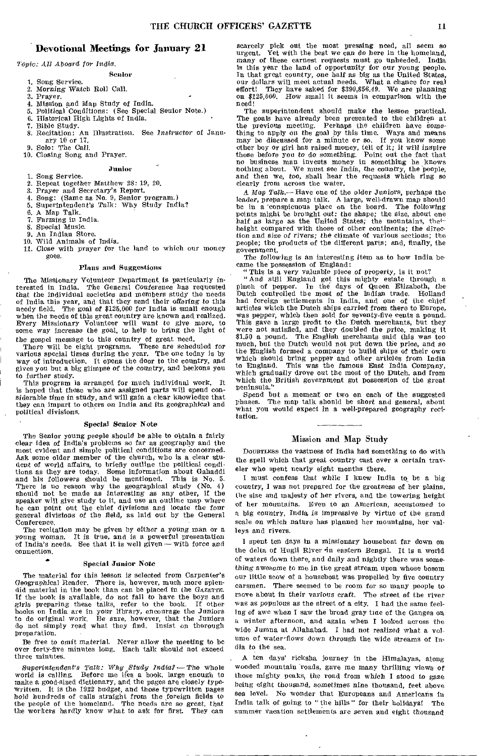## Devotional Meetings for January 21

*Topic: All Aboard for India.*

### Senior

1. Song Service.
2. Morning Watch Roll Call.
3. Prayer.
4. Mission and Map Study of India.
5. Political Conditions: (See Special Senior Note.)
6. Historical High Lights of India.
7. Bible Study.
8. Recitation: An Illustration. See *Instructor* of January 10 or 17.
9. Solo: The Call.
10. Closing Song and Prayer.

### Junior

1. Song Service.
2. Repeat together Matthew 28: 19, 20.
3. Prayer and Secretary's Report.
4. Song: (Same as No. 9, Senior program.)
5. Superintendent's Talk: Why Study India?
6. A Map Talk.
7. Farming in India.
8. Special Music.
9. An Indian Store.
10. Wild Animals of India.
11. Close with prayer for the land to which our money goes.

#### Plans and Suggestions

The Missionary Volunteer Department is particularly interested in India. The General Conference has requested that the individual societies and members study the needs of India this year, and that they send their offering to this needy field. The goal of $125,000 for India is small enough when the needs of this great country are known and realized. Every Missionary Volunteer will want to give more, to some way increase the goal, to help to bring the light of the gospel message to this country of great need.

There will be eight programs. These are scheduled for various special times during the year. The one today is by way of introduction. It opens the door to the country, and gives you but a big glimpse of the country, and beckons you to further study.

This program is arranged for much individual work. It is hoped that those who are assigned parts will spend considerable time in study, and will gain a clear knowledge that they can impart to others on India and its geographical and political divisions.

#### Special Senior Note

The Senior young people should be able to obtain a fairly clear idea of India's problems so far as geography and the most evident and simple political conditions are concerned. Ask some older member of the church, who is a clear student of world affairs, to briefly outline the political conditions as they are today. Some information about Gahaddi and his followers should be mentioned. This is No. 5. There is no reason why the geographical study (No. 4) should not be made as interesting as any other, if the speaker will give study to it, and use an outline map where he can point out the chief divisions and locate the four general divisions of the field, as laid out by the General Conference.

The recitation may be given by either a young man or a young woman. It is true, and is a powerful presentation of India's needs. See that it is well given — with force and connection.

#### Special Junior Note

The material for this lesson is selected from Carpenter's Geographical Reader. There is, however, much more splendid material in the book than can be placed in the GAZETTE. If the book is available, do not fail to have the boys and girls preparing these talks, refer to the book. If other books on India are in your library, encourage the Juniors to do original work. Be sure, however, that the Juniors do not simply read what they find. Insist on thorough preparation.

Be free to omit material. Never allow the meeting to be over forty-five minutes long. Each talk should not exceed three minutes.

*Superintendent's Talk: Why Study India?* — The whole world is calling. Before me lies a book, large enough to make a good-sized dictionary, and the pages are closely typewritten. It is the 1922 budget, and those typewritten pages hold hundreds of calls straight from the foreign fields to the people of the homeland. The needs are so great, that the workers hardly know what to ask for first. They can scarcely pick out the most pressing need, all seem so urgent. Yet with the best we can do here in the homeland, many of these earnest requests must go unheeded. India is this year the land of opportunity for our young people. In that great country, one half as big as the United States, our dollars will meet actual needs. What a chance for real effort! They have asked for $390,856.49. We are planning on $125,000. How small it seems in comparison with the need!

The superintendent should make the lesson practical. The goals have already been presented to the children at the previous meeting. Perhaps the children have something to apply on the goal by this time. Ways and means may be discussed for a minute or so. If you know some other boy or girl has raised money, tell of it; it will inspire those before you to do something. Point out the fact that no business man invests money in something he knows nothing about. We must see India, the country, the people, and then we, too, shall hear the requests which ring so clearly from across the water.

*A Map Talk.*— Have one of the older Juniors, perhaps the leader, prepare a map talk. A large, well-drawn map should be in a conspicuous place on the board. The following points might be brought out: the shape; the size, about one half as large as the United States; the mountains, their height compared with those of other continents; the direction and size of rivers; the climate of various sections; the people; the products of the different parts; and, finally, the government.

The following is an interesting item as to how India became the possession of England:

"This is a very valuable piece of property, is it not?

"And still England got this mighty estate through a pinch of pepper. In the days of Queen Elizabeth, the Dutch controlled the most of the Indian trade. Holland had foreign settlements in India, and one of the chief articles which the Dutch ships carried from there to Europe, was pepper, which then sold for seventy-five cents a pound. This gave a large profit to the Dutch merchants, but they were not satisfied, and they doubled the price, making it $1.50 a pound. The English merchants said this was too much, but the Dutch would not put down the price, and so the English formed a company to build ships of their own which should bring pepper and other articles from India to England. This was the famous East India Company, which gradually drove out the most of the Dutch, and from which the British government got possession of the great peninsula."

Spend but a moment or two on each of the suggested phases. The map talk should be short and general, about what you would expect in a well-prepared geography recitation.

## Mission and Map Study

DOUBTLESS the vastness of India had something to do with the spell which that great country cast over a certain traveler who spent nearly eight months there.

I must confess that while I knew India to be a big country, I was not prepared for the greatness of her plains, the size and majesty of her rivers, and the towering height of her mountains. Even to an American, accustomed to a big country, India is impressive by virtue of the grand scale on which nature has planned her mountains, her valleys and rivers.

I spent ten days in a missionary houseboat far down on the delta of Hugli River in eastern Bengal. It is a world of waters down there, and daily and nightly there was something awesome to me in the great stream upon whose bosom our little scow of a houseboat was propelled by five country oarsmen. There seemed to be room for so many people to move about in their various craft. The street of the river was as populous as the street of a city. I had the same feeling of awe when I saw the broad gray tide of the Ganges on a winter afternoon, and again when I looked across the wide Jumna at Allahabad. I had not realized what a volume of water flows down through the wide streams of India to the sea.

A ten days' ricksha journey in the Himalayas, along wooded mountain roads, gave me many thrilling views of those mighty peaks, the road from which I stood to gaze being eight thousand, sometimes nine thousand, feet above sea level. No wonder that Europeans and Americans in India talk of going to "the hills" for their holidays! The summer vacation settlements are seven and eight thousand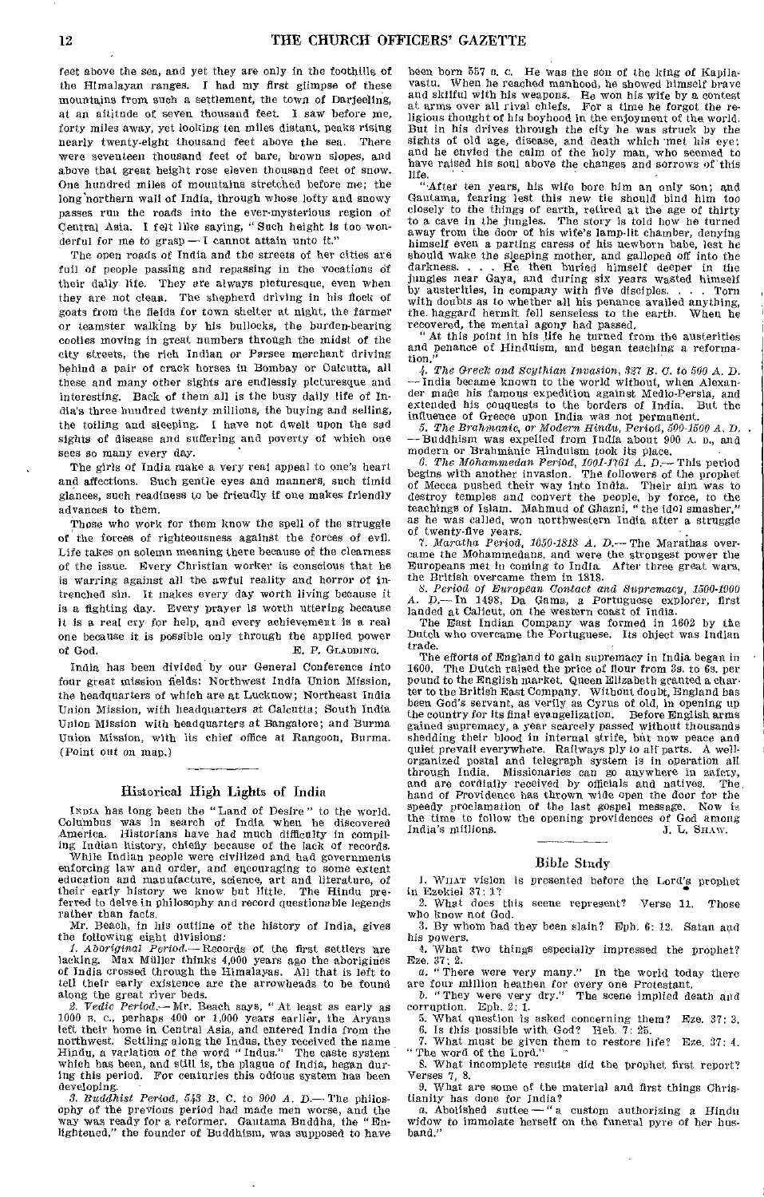feet above the sea, and yet they are only in the foothills of the Himalayan ranges. I had my first glimpse of these mountains from such a settlement, the town of Darjeeling, at an altitude of seven thousand feet. I saw before me, forty miles away, yet looking ten miles distant, peaks rising nearly twenty-eight thousand feet above the sea. There were seventeen thousand feet of bare, brown slopes, and above that great height rose eleven thousand feet of snow. One hundred miles of mountains stretched before me; the long northern wall of India, through whose lofty and snowy passes run the roads into the ever-mysterious region of Central Asia. I felt like saying, "Such height is too wonderful for me to grasp — I cannot attain unto it."

The open roads of India and the streets of her cities are full of people passing and repassing in the vocations of their daily life. They are always picturesque, even when they are not clean. The shepherd driving in his flock of goats from the fields for town shelter at night, the farmer or teamster walking by his bullocks, the burden-bearing coolies moving in great numbers through the midst of the city streets, the rich Indian or Parsee merchant driving behind a pair of crack horses in Bombay or Calcutta, all these and many other sights are endlessly picturesque and interesting. Back of them all is the busy daily life of India's three hundred twenty millions, the buying and selling, the toiling and sleeping. I have not dwelt upon the sad sights of disease and suffering and poverty of which one sees so many every day.

The girls of India make a very real appeal to one's heart and affections. Such gentle eyes and manners, such timid glances, such readiness to be friendly if one makes friendly advances to them.

Those who work for them know the spell of the struggle of the forces of righteousness against the forces of evil. Life takes on solemn meaning there because of the clearness of the issue. Every Christian worker is conscious that he is warring against all the awful reality and horror of intrenched sin. It makes every day worth living because it is a fighting day. Every prayer is worth uttering because it is a real cry for help, and every achievement is a real one because it is possible only through the applied power of God.

E. P. Gladding.

India has been divided by our General Conference into four great mission fields: Northwest India Union Mission, the headquarters of which are at Lucknow; Northeast India Union Mission, with headquarters at Calcutta; South India Union Mission with headquarters at Bangalore; and Burma Union Mission, with its chief office at Rangoon, Burma. (Point out on map.)

## Historical High Lights of India

India has long been the "Land of Desire" to the world. Columbus was in search of India when he discovered America. Historians have had much difficulty in compiling Indian history, chiefly because of the lack of records.

While Indian people were civilized and had governments enforcing law and order, and encouraging to some extent education and manufacture, science, art and literature, of their early history we know but little. The Hindu preferred to delve in philosophy and record questionable legends rather than facts.

Mr. Beach, in his outline of the history of India, gives the following eight divisions:

*1. Aboriginal Period.*— Records of the first settlers are lacking. Max Müller thinks 4,000 years ago the aborigines of India crossed through the Himalayas. All that is left to tell their early existence are the arrowheads to be found along the great river beds.

*2. Vedic Period.*— Mr. Beach says, "At least as early as 1000 B. C., perhaps 400 or 1,000 years earlier, the Aryans left their home in Central Asia, and entered India from the northwest. Settling along the Indus, they received the name Hindu, a variation of the word "Indus." The caste system which has been, and still is, the plague of India, began during this period. For centuries this odious system has been developing.

*3. Buddhist Period, 543 B. C. to 900 A. D.*— The philosophy of the previous period had made men worse, and the way was ready for a reformer. Gautama Buddha, the "Enlightened," the founder of Buddhism, was supposed to have been born 557 B. C. He was the son of the king of Kapilavastu. When he reached manhood, he showed himself brave and skilful with his weapons. He won his wife by a contest at arms over all rival chiefs. For a time he forgot the religious thought of his boyhood in the enjoyment of the world. But in his drives through the city he was struck by the sights of old age, disease, and death which met his eye; and he envied the calm of the holy man, who seemed to have raised his soul above the changes and sorrows of this life.

"After ten years, his wife bore him an only son; and Gautama, fearing lest this new tie should bind him too closely to the things of earth, retired at the age of thirty to a cave in the jungles. The story is told how he turned away from the door of his wife's lamp-lit chamber, denying himself even a parting caress of his newborn babe, lest he should wake the sleeping mother, and galloped off into the darkness. . . . He then buried himself deeper in the jungles near Gaya, and during six years wasted himself by austerities, in company with five disciples. . . . Torn with doubts as to whether all his penance availed anything, the haggard hermit fell senseless to the earth. When he recovered, the mental agony had passed.

"At this point in his life he turned from the austerities and penance of Hinduism, and began teaching a reformation."

*4. The Greek and Scythian Invasion, 327 B. C. to 500 A. D.* — India became known to the world without, when Alexander made his famous expedition against Medio-Persia, and extended his conquests to the borders of India. But the influence of Greece upon India was not permanent.

*5. The Brahmanic, or Modern Hindu, Period, 500-1500 A. D.* — Buddhism was expelled from India about 900 A. D., and modern or Brahmanic Hinduism took its place.

*6. The Mohammedan Period, 1001-1761 A. D.*— This period begins with another invasion. The followers of the prophet of Mecca pushed their way into India. Their aim was to destroy temples and convert the people, by force, to the teachings of Islam. Mahmud of Ghazni, "the idol smasher," as he was called, won northwestern India after a struggle of twenty-five years.

*7. Maratha Period, 1650-1818 A. D.*— The Marathas overcame the Mohammedans, and were the strongest power the Europeans met in coming to India. After three great wars, the British overcame them in 1818.

*8. Period of European Contact and Supremacy, 1500-1900 A. D.*— In 1498, Da Gama, a Portuguese explorer, first landed at Calicut, on the western coast of India.

The East Indian Company was formed in 1602 by the Dutch who overcame the Portuguese. Its object was Indian trade.

The efforts of England to gain supremacy in India began in 1600. The Dutch raised the price of flour from 3s. to 6s. per pound to the English market. Queen Elizabeth granted a charter to the British East Company. Without doubt, England has been God's servant, as verily as Cyrus of old, in opening up the country for its final evangelization. Before English arms gained supremacy, a year scarcely passed without thousands shedding their blood in internal strife, but now peace and quiet prevail everywhere. Railways ply to all parts. A well-organized postal and telegraph system is in operation all through India. Missionaries can go anywhere in safety, and are cordially received by officials and natives. The hand of Providence has thrown wide open the door for the speedy proclamation of the last gospel message. Now is the time to follow the opening providences of God among India's millions.

J. L. Shaw.

## Bible Study

1. What vision is presented before the Lord's prophet in Ezekiel 37: 1?
2. What does this scene represent? Verse 11. Those who know not God.
3. By whom had they been slain? Eph. 6: 12. Satan and his powers.
4. What two things especially impressed the prophet? Eze. 37: 2.
   *a.* "There were very many." In the world today there are four million heathen for every one Protestant.
   *b.* "They were very dry." The scene implied death and corruption. Eph. 2: 1.
5. What question is asked concerning them? Eze. 37: 3.
6. Is this possible with God? Heb. 7: 25.
7. What must be given them to restore life? Eze. 37: 4. "The word of the Lord."
8. What incomplete results did the prophet first report? Verses 7, 8.
9. What are some of the material and first things Christianity has done for India?
   *a.* Abolished suttee — "a custom authorizing a Hindu widow to immolate herself on the funeral pyre of her husband."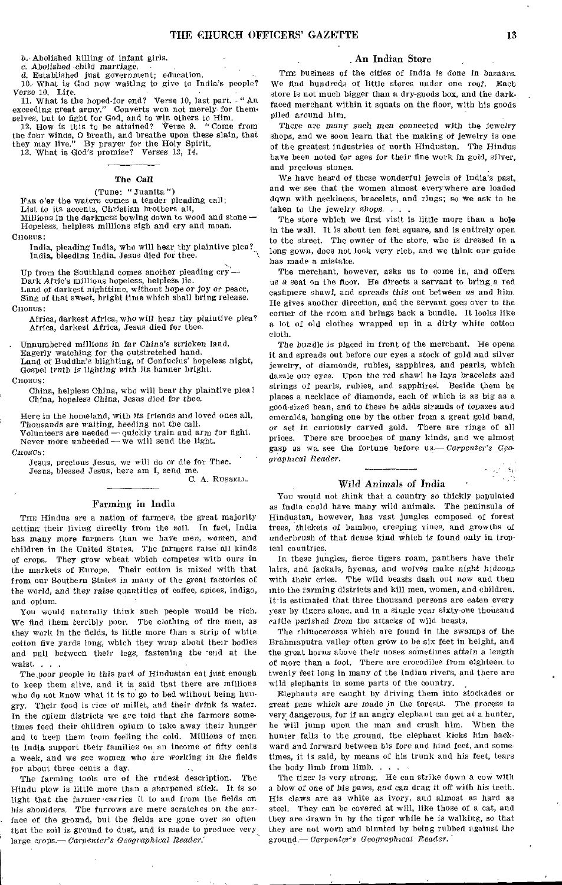*b.* Abolished killing of infant girls.

*c.* Abolished child marriage.

*d.* Established just government; education.

10. What is God now waiting to give to India's people? Verse 10. Life.

11. What is the hoped-for end? Verse 10, last part. "An exceeding great army." Converts won not merely for themselves, but to fight for God, and to win others to Him.

12. How is this to be attained? Verse 9. "Come from the four winds, O breath, and breathe upon these slain, that they may live." By prayer for the Holy Spirit.

13. What is God's promise? Verses 13, 14.

## The Call

(Tune: "Juanita")

FAR o'er the waters comes a tender pleading call;
List to its accents, Christian brothers all,
Millions in the darkness bowing down to wood and stone —
Hopeless, helpless millions sigh and cry and moan.

CHORUS:

India, pleading India, who will hear thy plaintive plea?
India, bleeding India, Jesus died for thee.

Up from the Southland comes another pleading cry —
Dark Afric's millions hopeless, helpless lie.
Land of darkest nighttime, without hope or joy or peace,
Sing of that sweet, bright time which shall bring release.

CHORUS:

Africa, darkest Africa, who will hear thy plaintive plea?
Africa, darkest Africa, Jesus died for thee.

Unnumbered millions in far China's stricken land,
Eagerly watching for the outstretched hand.
Land of Buddha's blighting, of Confucius' hopeless night,
Gospel truth is lighting with its banner bright.

CHORUS:

China, helpless China, who will hear thy plaintive plea?
China, hopeless China, Jesus died for thee.

Here in the homeland, with its friends and loved ones all,
Thousands are waiting, heeding not the call.
Volunteers are needed — quickly train and arm for fight.
Never more unheeded — we will send the light.

CHORUS:

Jesus, precious Jesus, we will do or die for Thee.
Jesus, blessed Jesus, here am I, send me.

C. A. RUSSELL.

## Farming in India

THE Hindus are a nation of farmers, the great majority getting their living directly from the soil. In fact, India has many more farmers than we have men, women, and children in the United States. The farmers raise all kinds of crops. They grow wheat which competes with ours in the markets of Europe. Their cotton is mixed with that from our Southern States in many of the great factories of the world, and they raise quantities of coffee, spices, indigo, and opium.

You would naturally think such people would be rich. We find them terribly poor. The clothing of the men, as they work in the fields, is little more than a strip of white cotton five yards long, which they wrap about their bodies and pull between their legs, fastening the end at the waist. . . .

The poor people in this part of Hindustan eat just enough to keep them alive, and it is said that there are millions who do not know what it is to go to bed without being hungry. Their food is rice or millet, and their drink is water. In the opium districts we are told that the farmers sometimes feed their children opium to take away their hunger and to keep them from feeling the cold. Millions of men in India support their families on an income of fifty cents a week, and we see women who are working in the fields for about three cents a day.

The farming tools are of the rudest description. The Hindu plow is little more than a sharpened stick. It is so light that the farmer carries it to and from the fields on his shoulders. The furrows are mere scratches on the surface of the ground, but the fields are gone over so often that the soil is ground to dust, and is made to produce very large crops.— *Carpenter's Geographical Reader.*

## An Indian Store

THE business of the cities of India is done in bazaars. We find hundreds of little stores under one roof. Each store is not much bigger than a dry-goods box, and the dark-faced merchant within it squats on the floor, with his goods piled around him.

There are many such men connected with the jewelry shops, and we soon learn that the making of jewelry is one of the greatest industries of north Hindustan. The Hindus have been noted for ages for their fine work in gold, silver, and precious stones.

We have heard of these wonderful jewels of India's past, and we see that the women almost everywhere are loaded down with necklaces, bracelets, and rings; so we ask to be taken to the jewelry shops. . . .

The store which we first visit is little more than a hole in the wall. It is about ten feet square, and is entirely open to the street. The owner of the store, who is dressed in a long gown, does not look very rich, and we think our guide has made a mistake.

The merchant, however, asks us to come in, and offers us a seat on the floor. He directs a servant to bring a red cashmere shawl, and spreads this out between us and him. He gives another direction, and the servant goes over to the corner of the room and brings back a bundle. It looks like a lot of old clothes wrapped up in a dirty white cotton cloth.

The bundle is placed in front of the merchant. He opens it and spreads out before our eyes a stock of gold and silver jewelry, of diamonds, rubies, sapphires, and pearls, which dazzle our eyes. Upon the red shawl he lays bracelets and strings of pearls, rubies, and sapphires. Beside them he places a necklace of diamonds, each of which is as big as a good-sized bean, and to these he adds strands of topazes and emeralds, hanging one by the other from a great gold band, or set in curiously carved gold. There are rings of all prices. There are brooches of many kinds, and we almost gasp as we see the fortune before us.— *Carpenter's Geographical Reader.*

## Wild Animals of India

You would not think that a country so thickly populated as India could have many wild animals. The peninsula of Hindustan, however, has vast jungles composed of forest trees, thickets of bamboo, creeping vines, and growths of underbrush of that dense kind which is found only in tropical countries.

In these jungles, fierce tigers roam, panthers have their lairs, and jackals, hyenas, and wolves make night hideous with their cries. The wild beasts dash out now and then into the farming districts and kill men, women, and children. It is estimated that three thousand persons are eaten every year by tigers alone, and in a single year sixty-one thousand cattle perished from the attacks of wild beasts.

The rhinoceroses which are found in the swamps of the Brahmaputra valley often grow to be six feet in height, and the great horns above their noses sometimes attain a length of more than a foot. There are crocodiles from eighteen to twenty feet long in many of the Indian rivers, and there are wild elephants in some parts of the country.

Elephants are caught by driving them into stockades or great pens which are made in the forests. The process is very dangerous, for if an angry elephant can get at a hunter, he will jump upon the man and crush him. When the hunter falls to the ground, the elephant kicks him backward and forward between his fore and hind feet, and sometimes, it is said, by means of his trunk and his feet, tears the body limb from limb. . . .

The tiger is very strong. He can strike down a cow with a blow of one of his paws, and can drag it off with his teeth. His claws are as white as ivory, and almost as hard as steel. They can be covered at will, like those of a cat, and they are drawn in by the tiger while he is walking, so that they are not worn and blunted by being rubbed against the ground.— *Carpenter's Geographical Reader.*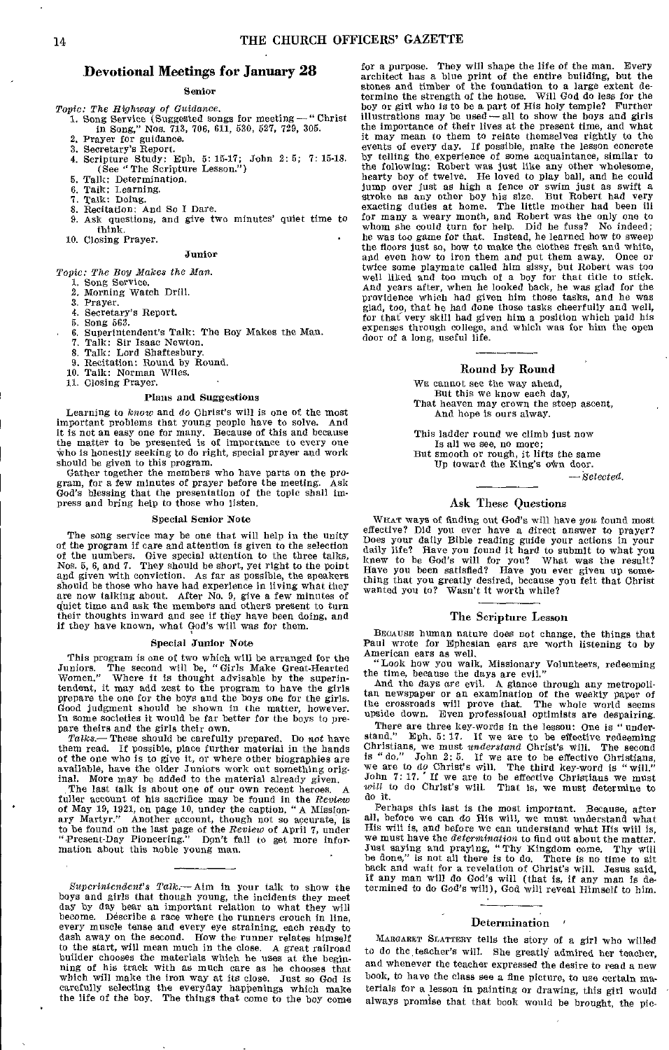## Devotional Meetings for January 28

### Senior

*Topic: The Highway of Guidance.*

1. Song Service (Suggested songs for meeting — "Christ in Song," Nos. 713, 706, 611, 530, 527, 729, 305.
2. Prayer for guidance.
3. Secretary's Report.
4. Scripture Study: Eph. 5: 15-17; John 2: 5; 7: 15-18. (See "The Scripture Lesson.")
5. Talk: Determination.
6. Talk: Learning.
7. Talk: Doing.
8. Recitation: And So I Dare.
9. Ask questions, and give two minutes' quiet time to think.
10. Closing Prayer.

### Junior

*Topic: The Boy Makes the Man.*

1. Song Service.
2. Morning Watch Drill.
3. Prayer.
4. Secretary's Report.
5. Song 563.
6. Superintendent's Talk: The Boy Makes the Man.
7. Talk: Sir Isaac Newton.
8. Talk: Lord Shaftesbury.
9. Recitation: Round by Round.
10. Talk: Norman Wiles.
11. Closing Prayer.

### Plans and Suggestions

Learning to *know* and *do* Christ's will is one of the most important problems that young people have to solve. And it is not an easy one for many. Because of this and because the matter to be presented is of importance to every one who is honestly seeking to do right, special prayer and work should be given to this program.

Gather together the members who have parts on the program, for a few minutes of prayer before the meeting. Ask God's blessing that the presentation of the topic shall impress and bring help to those who listen.

### Special Senior Note

The song service may be one that will help in the unity of the program if care and attention is given to the selection of the numbers. Give special attention to the three talks, Nos. 5, 6, and 7. They should be short, yet right to the point and given with conviction. As far as possible, the speakers should be those who have had experience in living what they are now talking about. After No. 9, give a few minutes of quiet time and ask the members and others present to turn their thoughts inward and see if they have been doing, and if they have known, what God's will was for them.

### Special Junior Note

This program is one of two which will be arranged for the Juniors. The second will be, "Girls Make Great-Hearted Women." Where it is thought advisable by the superintendent, it may add zest to the program to have the girls prepare the one for the boys and the boys one for the girls. Good judgment should be shown in the matter, however. In some societies it would be far better for the boys to prepare theirs and the girls their own.

*Talks.*— These should be carefully prepared. Do *not* have them read. If possible, place further material in the hands of the one who is to give it, or where other biographies are available, have the older Juniors work out something original. More may be added to the material already given.

The last talk is about one of our own recent heroes. A fuller account of his sacrifice may be found in the *Review* of May 19, 1921, on page 10, under the caption, "A Missionary Martyr." Another account, though not so accurate, is to be found on the last page of the *Review* of April 7, under "Present-Day Pioneering." Don't fail to get more information about this noble young man.

---

*Superintendent's Talk.*— Aim in your talk to show the boys and girls that though young, the incidents they meet day by day bear an important relation to what they will become. Describe a race where the runners crouch in line, every muscle tense and every eye straining, each ready to dash away on the second. How the runner relates himself to the start, will mean much in the close. A great railroad builder chooses the materials which he uses at the beginning of his track with as much care as he chooses that which will make the iron way at its close. Just so God is carefully selecting the everyday happenings which make the life of the boy. The things that come to the boy come for a purpose. They will shape the life of the man. Every architect has a blue print of the entire building, but the stones and timber of the foundation to a large extent determine the strength of the house. Will God do less for the boy or girl who is to be a part of His holy temple? Further illustrations may be used — all to show the boys and girls the importance of their lives at the present time, and what it may mean to them to relate themselves rightly to the events of every day. If possible, make the lesson concrete by telling the experience of some acquaintance, similar to the following: Robert was just like any other wholesome, hearty boy of twelve. He loved to play ball, and he could jump over just as high a fence or swim just as swift a stroke as any other boy his size. But Robert had very exacting duties at home. The little mother had been ill for many a weary month, and Robert was the only one to whom she could turn for help. Did he fuss? No indeed; he was too game for that. Instead, he learned how to sweep the floors just so, how to make the clothes fresh and white, and even how to iron them and put them away. Once or twice some playmate called him sissy, but Robert was too well liked and too much of a boy for that title to stick. And years after, when he looked back, he was glad for the providence which had given him those tasks, and he was glad, too, that he had done those tasks cheerfully and well, for that very skill had given him a position which paid his expenses through college, and which was for him the open door of a long, useful life.

---

### Round by Round

We cannot see the way ahead,  
But this we know each day,  
That heaven may crown the steep ascent,  
And hope is ours alway.

This ladder round we climb just now  
Is all we see, no more;  
But smooth or rough, it lifts the same  
Up toward the King's own door.

— *Selected.*

---

### Ask These Questions

What ways of finding out God's will have *you* found most effective? Did you ever have a direct answer to prayer? Does your daily Bible reading guide your actions in your daily life? Have you found it hard to submit to what you knew to be God's will for you? What was the result? Have you been satisfied? Have you ever given up something that you greatly desired, because you felt that Christ wanted you to? Wasn't it worth while?

---

### The Scripture Lesson

Because human nature does not change, the things that Paul wrote for Ephesian ears are worth listening to by American ears as well.

"Look how you walk, Missionary Volunteers, redeeming the time, because the days are evil."

And the days *are* evil. A glance through any metropolitan newspaper or an examination of the weekly paper of the crossroads will prove that. The whole world seems upside down. Even professional optimists are despairing.

There are three key-words in the lesson: One is "understand." Eph. 5: 17. If we are to be effective redeeming Christians, we must *understand* Christ's will. The second is "do," John 2: 5. If we are to be effective Christians, we are to *do* Christ's will. The third key-word is "will." John 7: 17. If we are to be effective Christians we must *will* to do Christ's will. That is, we must determine to do it.

Perhaps this last is the most important. Because, after all, before we can *do* His will, we must understand what His will is, and before we can understand what His will is, we must have the *determination* to find out about the matter. Just saying and praying, "Thy Kingdom come. Thy will be done," is not all there is to do. There is no time to sit back and wait for a revelation of Christ's will. Jesus said, If any man will do God's will (that is, if any man is determined to do God's will), God will reveal Himself to him.

---

### Determination

Margaret Slattery tells the story of a girl who willed to do the teacher's will. She greatly admired her teacher, and whenever the teacher expressed the desire to read a new book, to have the class see a fine picture, to use certain materials for a lesson in painting or drawing, this girl would always promise that that book would be brought, the pic-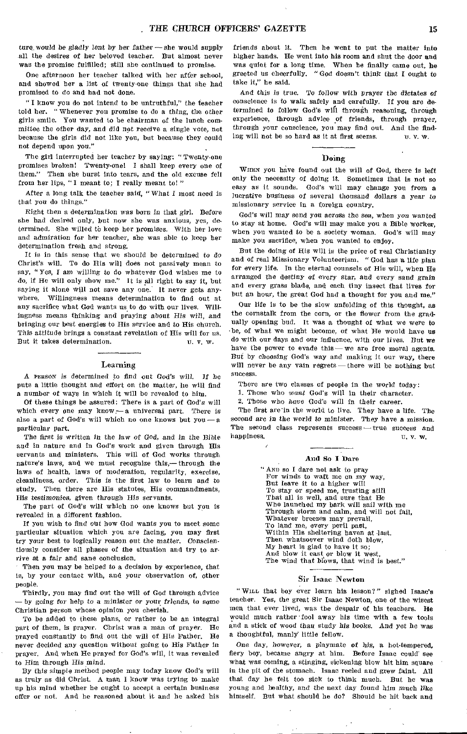ture would be gladly lent by her father — she would supply all the desires of her beloved teacher. But almost never was the promise fulfilled; still she continued to promise.

One afternoon her teacher talked with her after school, and showed her a list of twenty-one things that she had promised to do and had not done.

"I know you do not intend to be untruthful," the teacher told her. "Whenever you promise to do a thing, the other girls smile. You wanted to be chairman of the lunch committee the other day, and did not receive a single vote, not because the girls did not like you, but because they could not depend upon you."

The girl interrupted her teacher by saying: "Twenty-one promises broken! Twenty-one! I shall keep every one of them." Then she burst into tears, and the old excuse fell from her lips, "I meant to; I really meant to!"

After a long talk the teacher said, "What I most need is that you do things."

Right then a determination was born in that girl. Before she had desired only, but now she was anxious, yes, determined. She willed to keep her promises. With her love and admiration for her teacher, she was able to keep her determination fresh and strong.

It is in this sense that we should be determined to do Christ's will. To do His will does not passively mean to say, "Yes, I am willing to do whatever God wishes me to do, if He will only show me." It is all right to say it, but saying it alone will not save any one. It never gets anywhere. Willingness means determination to find out at any sacrifice what God wants us to do with our lives. Willingness means thinking and praying about His will, and bringing our best energies to His service and to His church. This attitude brings a constant revelation of His will for us. But it takes determination. U. V. W.

## Learning

A person is determined to find out God's will. If he puts a little thought and effort on the matter, he will find a number of ways in which it will be revealed to him.

Of these things be assured: There is a part of God's will which every one may know — a universal part. There is also a part of God's will which no one knows but you — a particular part.

The first is written in the law of God, and in the Bible and in nature and in God's work and given through His servants and ministers. This will of God works through nature's laws, and we must recognize this,— through the laws of health, laws of moderation, regularity, exercise, cleanliness, order. This is the first law to learn and to study. Then there are His statutes, His commandments, His testimonies, given through His servants.

The part of God's will which no one knows but you is revealed in a different fashion.

If you wish to find out how God wants you to meet some particular situation which you are facing, you may first try your best to logically reason out the matter. Conscientiously consider all phases of the situation and try to arrive at a fair and sane conclusion.

Then you may be helped to a decision by experience, that is, by your contact with, and your observation of, other people.

Thirdly, you may find out the will of God through advice — by going for help to a minister or your friends, to some Christian person whose opinion you cherish.

To be added to these plans, or rather to be an integral part of them, is prayer. Christ was a man of prayer. He prayed constantly to find out the will of His Father. He never decided any question without going to His Father in prayer. And when He prayed for God's will, it was revealed to Him through His mind.

By this simple method people may today know God's will as truly as did Christ. A man I know was trying to make up his mind whether he ought to accept a certain business offer or not. And he reasoned about it and he asked his friends about it. Then he went to put the matter into higher hands. He went into his room and shut the door and was quiet for a long time. When he finally came out, he greeted us cheerfully. "God doesn't think that I ought to take it," he said.

And this is true. To follow with prayer the dictates of conscience is to walk safely and carefully. If you are determined to follow God's will through reasoning, through experience, through advice of friends, through prayer, through your conscience, you may find out. And the finding will not be so hard as it at first seems. U. V. W.

## Doing

When you have found out the will of God, there is left only the necessity of doing it. Sometimes that is not so easy as it sounds. God's will may change you from a lucrative business of several thousand dollars a year to missionary service in a foreign country.

God's will may send you across the sea, when you wanted to stay at home. God's will may make you a Bible worker, when you wanted to be a society woman. God's will may make you sacrifice, when you wanted to enjoy.

But the doing of His will is the price of real Christianity and of real Missionary Volunteerism. "God has a life plan for every life. In the eternal counsels of His will, when He arranged the destiny of every star, and every sand grain and every grass blade, and each tiny insect that lives for but an hour, the great God had a thought for you and me."

Our life is to be the slow unfolding of this thought, as the cornstalk from the corn, or the flower from the gradually opening bud. It was a thought of what we were to be, of what we might become, of what He would have us do with our days and our influence, with our lives. But we have the power to evade this — we are free moral agents. But by choosing God's way and making it our way, there will never be any vain regrets — there will be nothing but success.

There are two classes of people in the world today:

1. Those who *want* God's will in their character.
2. Those who *have* God's will in their career.

The first are in the world to live. They have a life. The second are in the world to minister. They have a mission. The second class represents success — true success and happiness. U. V. W.

## And So I Dare

"And so I dare not ask to pray
For winds to waft me on my way,
But leave it to a higher will
To stay or speed me, trusting still
That all is well, and sure that He
Who launched my bark will sail with me
Through storm and calm, and will not fail,
Whatever breezes may prevail,
To land me, every peril past,
Within His sheltering haven at last.
Then whatsoever wind doth blow,
My heart is glad to have it so;
And blow it east or blow it west,
The wind that blows, that wind is best."

## Sir Isaac Newton

"Will that boy ever learn his lesson?" sighed Isaac's teacher. Yes, the great Sir Isaac Newton, one of the wisest men that ever lived, was the despair of his teachers. He would much rather fool away his time with a few tools and a stick of wood than study his books. And yet he was a thoughtful, manly little fellow.

One day, however, a playmate of his, a hot-tempered, fiery boy, became angry at him. Before Isaac could see what was coming, a stinging, sickening blow hit him square in the pit of the stomach. Isaac reeled and grew faint. All that day he felt too sick to think much. But he was young and healthy, and the next day found him much like himself. But what should he do? Should he hit back and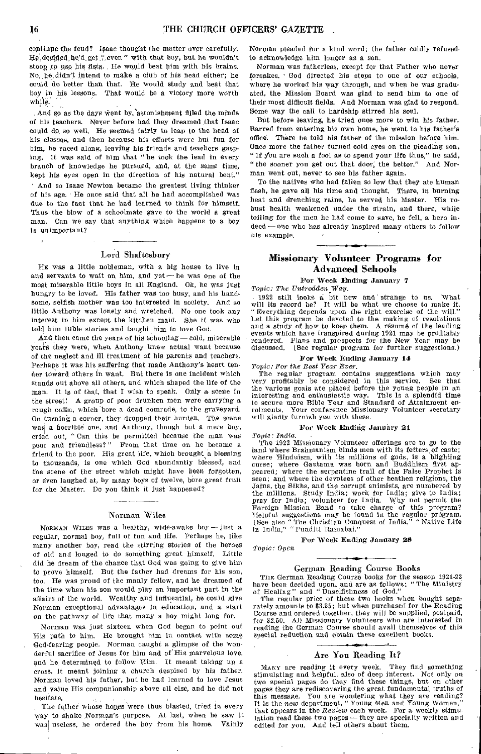continue the feud? Isaac thought the matter over carefully. He decided he'd get "even" with that boy, but he wouldn't stoop to use his fists. He would beat him with his brains. No, he didn't intend to make a club of his head either; he could do better than that. He would study and beat that boy in his lessons. That would be a victory more worth while.

And so as the days went by, astonishment filled the minds of his teachers. Never before had they dreamed that Isaac could do so well. He seemed fairly to leap to the head of his classes, and then because his efforts were but fun for him, he raced along, leaving his friends and teachers gasping. It was said of him that "he took the lead in every branch of knowledge he pursued, and, at the same time, kept his eyes open in the direction of his natural bent."

And so Isaac Newton became the greatest living thinker of his age. He once said that all he had accomplished was due to the fact that he had learned to think for himself. Thus the blow of a schoolmate gave to the world a great man. Can we say that anything which happens to a boy is unimportant?

### Lord Shaftesbury

He was a little nobleman, with a big house to live in and servants to wait on him, and yet — he was one of the most miserable little boys in all England. Oh, he was just hungry to be loved. His father was too busy, and his handsome, selfish mother was too interested in society. And so little Anthony was lonely and wretched. No one took any interest in him except the kitchen maid. She it was who told him Bible stories and taught him to love God.

And then came the years of his schooling — cold, miserable years they were, when Anthony knew actual want because of the neglect and ill treatment of his parents and teachers. Perhaps it was his suffering that made Anthony's heart tender toward others in want. But there is one incident which stands out above all others, and which shaped the life of the man. It is of that, that I wish to speak. Only a scene in the street! A group of poor drunken men were carrying a rough coffin, which bore a dead comrade, to the graveyard. On turning a corner, they dropped their burden. The scene was a horrible one, and Anthony, though but a mere boy, cried out, "Can this be permitted because the man was poor and friendless?" From that time on he became a friend to the poor. His great life, which brought a blessing to thousands, is one which God abundantly blessed, and the scene of the street which might have been forgotten, or even laughed at, by many boys of twelve, bore great fruit for the Master. Do you think it just happened?

### Norman Wiles

Norman Wiles was a healthy, wide-awake boy — just a regular, normal boy, full of fun and life. Perhaps he, like many another boy, read the stirring stories of the heroes of old and longed to do something great himself. Little did he dream of the chance that God was going to give him to prove himself. But the father had dreams for his son, too. He was proud of the manly fellow, and he dreamed of the time when his son would play an important part in the affairs of the world. Wealthy and influential, he could give Norman exceptional advantages in education, and a start on the pathway of life that many a boy might long for.

Norman was just sixteen when God began to point out His path to him. He brought him in contact with some God-fearing people. Norman caught a glimpse of the wonderful sacrifice of Jesus for him and of His marvelous love, and he determined to follow Him. It meant taking up a cross, it meant joining a church despised by his father. Norman loved his father, but he had learned to love Jesus and value His companionship above all else, and he did not hesitate.

The father whose hopes were thus blasted, tried in every way to shake Norman's purpose. At last, when he saw it was useless, he ordered the boy from his home. Vainly Norman pleaded for a kind word; the father coldly refused to acknowledge him longer as a son.

Norman was fatherless, except for that Father who never forsakes. God directed his steps to one of our schools, where he worked his way through, and when he was graduated, the Mission Board was glad to send him to one of their most difficult fields. And Norman was glad to respond. Some way the call to hardship stirred his soul.

But before leaving, he tried once more to win his father. Barred from entering his own home, he went to his father's office. There he told his father of the mission before him. Once more the father turned cold eyes on the pleading son, "If you are such a fool as to spend your life thus," he said, "the sooner you get out that door, the better." And Norman went out, never to see his father again.

To the natives who had fallen so low that they ate human flesh, he gave all his time and thought. There, in burning heat and drenching rains, he served his Master. His robust health weakened under the strain, and there, while toiling for the men he had come to save, he fell, a hero indeed — one who has already inspired many others to follow his example.

## Missionary Volunteer Programs for Advanced Schools

#### For Week Ending January 7

*Topic: The Untrodden Way.*

1922 still looks a bit new and strange to us. What will its record be? It will be what we choose to make it. "Everything depends upon the right exercise of the will." Let this program be devoted to the making of resolutions and a study of how to keep them. A résumé of the leading events which have transpired during 1921 may be profitably rendered. Plans and prospects for the New Year may be discussed. (See regular program for further suggestions.)

#### For Week Ending January 14

*Topic: For the Best Year Ever.*

The regular program contains suggestions which may very profitably be considered in this service. See that the various goals are placed before the young people in an interesting and enthusiastic way. This is a splendid time to secure more Bible Year and Standard of Attainment enrolments. Your conference Missionary Volunteer secretary will gladly furnish you with these.

#### For Week Ending January 21

*Topic: India.*

The 1922 Missionary Volunteer offerings are to go to the land where Brahmanism binds men with its fetters of caste; where Hinduism, with its millions of gods, is a blighting curse; where Gautama was born and Buddhism first appeared; where the serpentine trail of the False Prophet is seen; and where the devotees of other heathen religions, the Jains, the Sikhs, and the corrupt animists, are numbered by the millions. Study India; work for India; give to India; pray for India; volunteer for India. Why not permit the Foreign Mission Band to take charge of this program? Helpful suggestions may be found in the regular program. (See also "The Christian Conquest of India," "Native Life in India," "Punditi Ramabai."

#### For Week Ending January 28

*Topic: Open*

## German Reading Course Books

The German Reading Course books for the season 1921-22 have been decided upon, and are as follows: "The Ministry of Healing" and "Unselfishness of God."

The regular price of these two books when bought separately amounts to $3.25; but when purchased for the Reading Course and ordered together, they will be supplied, postpaid, for $2.50. All Missionary Volunteers who are interested in reading the German Course should avail themselves of this special reduction and obtain these excellent books.

## Are You Reading It?

Many are reading it every week. They find something stimulating and helpful, also of deep interest. Not only on two special pages do they find these things, but on other pages they are rediscovering the great fundamental truths of this message. You are wondering what they are reading? It is the *new* department, "Young Men and Young Women," that appears in the *Review* each week. For a weekly stimulation read these two pages — they are specially written and edited for you. And tell others about them.